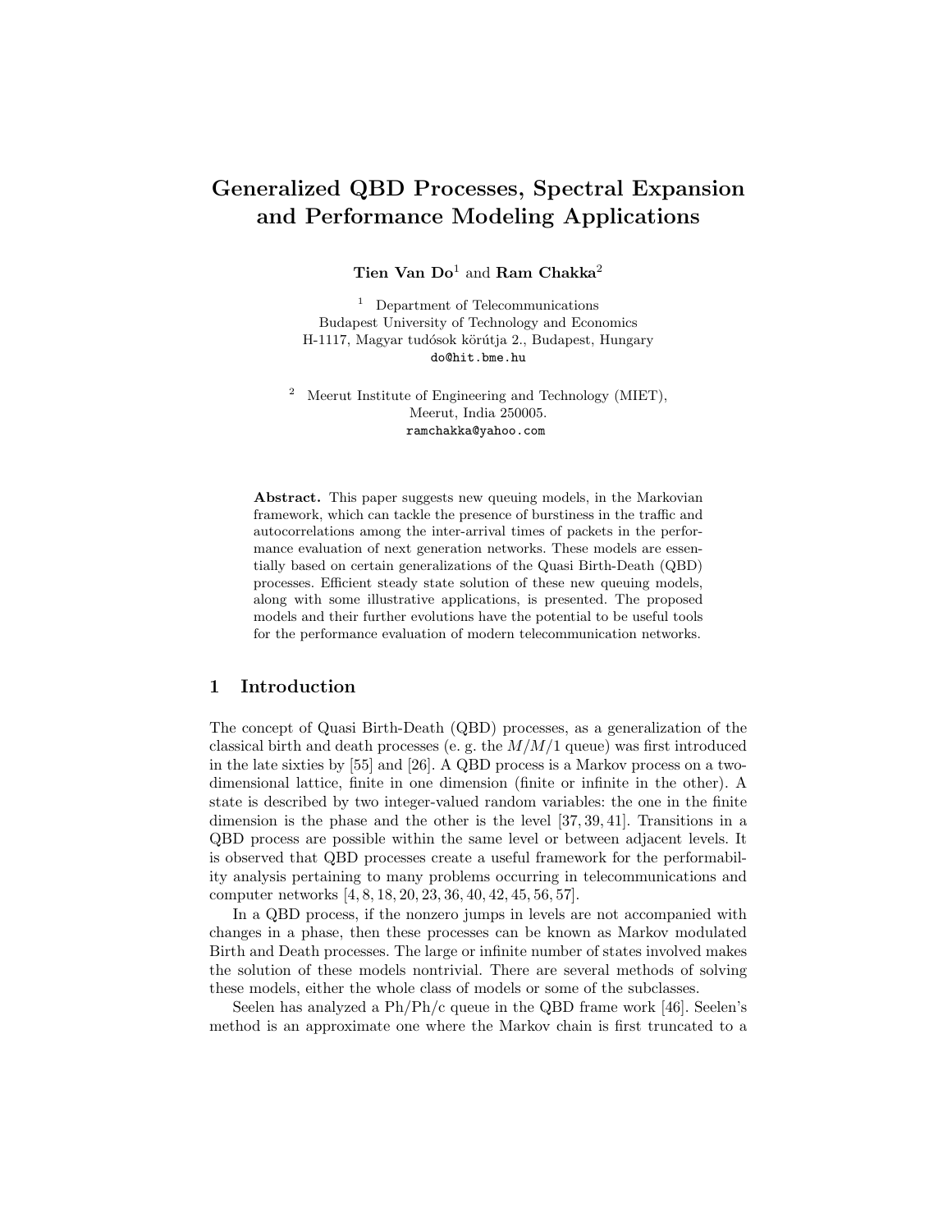# Generalized QBD Processes, Spectral Expansion and Performance Modeling Applications

**Tien Van Do**[1] and **Ram Chakka**[2]

[1] Department of Telecommunications
Budapest University of Technology and Economics
H-1117, Magyar tudósok körútja 2., Budapest, Hungary
do@hit.bme.hu

[2] Meerut Institute of Engineering and Technology (MIET),
Meerut, India 250005.
ramchakka@yahoo.com

**Abstract.** This paper suggests new queuing models, in the Markovian framework, which can tackle the presence of burstiness in the traffic and autocorrelations among the inter-arrival times of packets in the performance evaluation of next generation networks. These models are essentially based on certain generalizations of the Quasi Birth-Death (QBD) processes. Efficient steady state solution of these new queuing models, along with some illustrative applications, is presented. The proposed models and their further evolutions have the potential to be useful tools for the performance evaluation of modern telecommunication networks.

## 1 Introduction

The concept of Quasi Birth-Death (QBD) processes, as a generalization of the classical birth and death processes (e. g. the $M/M/1$ queue) was first introduced in the late sixties by [55] and [26]. A QBD process is a Markov process on a two-dimensional lattice, finite in one dimension (finite or infinite in the other). A state is described by two integer-valued random variables: the one in the finite dimension is the phase and the other is the level [37, 39, 41]. Transitions in a QBD process are possible within the same level or between adjacent levels. It is observed that QBD processes create a useful framework for the performability analysis pertaining to many problems occurring in telecommunications and computer networks [4, 8, 18, 20, 23, 36, 40, 42, 45, 56, 57].

In a QBD process, if the nonzero jumps in levels are not accompanied with changes in a phase, then these processes can be known as Markov modulated Birth and Death processes. The large or infinite number of states involved makes the solution of these models nontrivial. There are several methods of solving these models, either the whole class of models or some of the subclasses.

Seelen has analyzed a Ph/Ph/c queue in the QBD frame work [46]. Seelen's method is an approximate one where the Markov chain is first truncated to a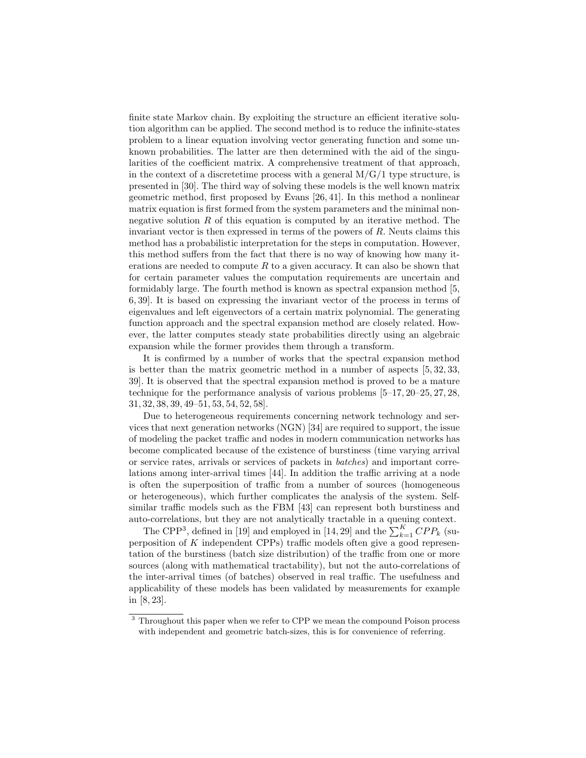finite state Markov chain. By exploiting the structure an efficient iterative solution algorithm can be applied. The second method is to reduce the infinite-states problem to a linear equation involving vector generating function and some unknown probabilities. The latter are then determined with the aid of the singularities of the coefficient matrix. A comprehensive treatment of that approach, in the context of a discretetime process with a general M/G/1 type structure, is presented in [30]. The third way of solving these models is the well known matrix geometric method, first proposed by Evans [26, 41]. In this method a nonlinear matrix equation is first formed from the system parameters and the minimal nonnegative solution $R$ of this equation is computed by an iterative method. The invariant vector is then expressed in terms of the powers of $R$. Neuts claims this method has a probabilistic interpretation for the steps in computation. However, this method suffers from the fact that there is no way of knowing how many iterations are needed to compute $R$ to a given accuracy. It can also be shown that for certain parameter values the computation requirements are uncertain and formidably large. The fourth method is known as spectral expansion method [5, 6, 39]. It is based on expressing the invariant vector of the process in terms of eigenvalues and left eigenvectors of a certain matrix polynomial. The generating function approach and the spectral expansion method are closely related. However, the latter computes steady state probabilities directly using an algebraic expansion while the former provides them through a transform.

It is confirmed by a number of works that the spectral expansion method is better than the matrix geometric method in a number of aspects [5, 32, 33, 39]. It is observed that the spectral expansion method is proved to be a mature technique for the performance analysis of various problems [5–17, 20–25, 27, 28, 31, 32, 38, 39, 49–51, 53, 54, 52, 58].

Due to heterogeneous requirements concerning network technology and services that next generation networks (NGN) [34] are required to support, the issue of modeling the packet traffic and nodes in modern communication networks has become complicated because of the existence of burstiness (time varying arrival or service rates, arrivals or services of packets in *batches*) and important correlations among inter-arrival times [44]. In addition the traffic arriving at a node is often the superposition of traffic from a number of sources (homogeneous or heterogeneous), which further complicates the analysis of the system. Self-similar traffic models such as the FBM [43] can represent both burstiness and auto-correlations, but they are not analytically tractable in a queuing context.

The CPP[3], defined in [19] and employed in [14, 29] and the $\sum_{k=1}^{K} CPP_k$ (superposition of $K$ independent CPPs) traffic models often give a good representation of the burstiness (batch size distribution) of the traffic from one or more sources (along with mathematical tractability), but not the auto-correlations of the inter-arrival times (of batches) observed in real traffic. The usefulness and applicability of these models has been validated by measurements for example in [8, 23].

[3] Throughout this paper when we refer to CPP we mean the compound Poison process with independent and geometric batch-sizes, this is for convenience of referring.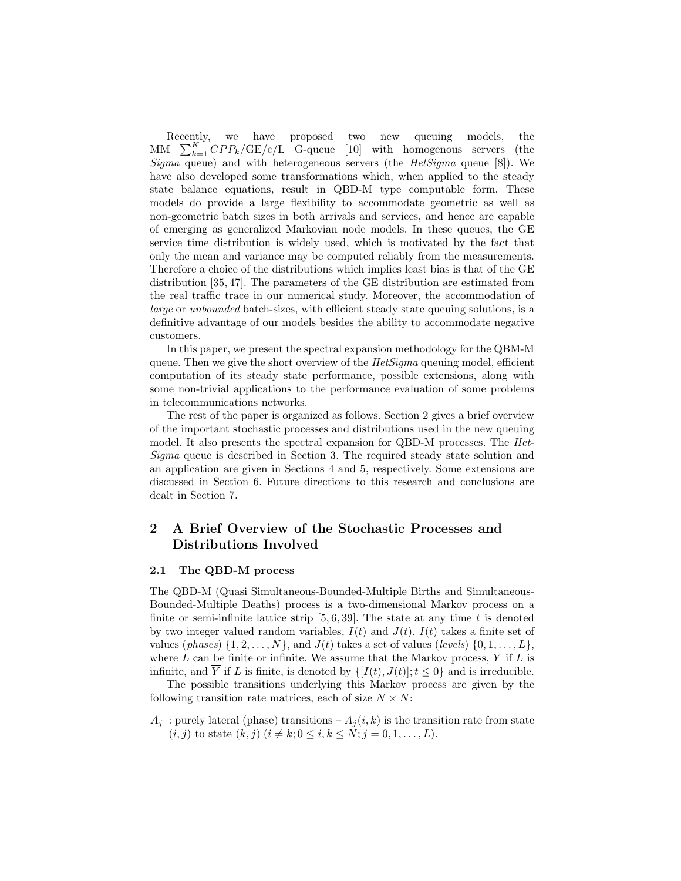Recently, we have proposed two new queuing models, the MM $\sum_{k=1}^{K} CPP_k$/GE/c/L G-queue [10] with homogenous servers (the *Sigma* queue) and with heterogeneous servers (the *HetSigma* queue [8]). We have also developed some transformations which, when applied to the steady state balance equations, result in QBD-M type computable form. These models do provide a large flexibility to accommodate geometric as well as non-geometric batch sizes in both arrivals and services, and hence are capable of emerging as generalized Markovian node models. In these queues, the GE service time distribution is widely used, which is motivated by the fact that only the mean and variance may be computed reliably from the measurements. Therefore a choice of the distributions which implies least bias is that of the GE distribution [35, 47]. The parameters of the GE distribution are estimated from the real traffic trace in our numerical study. Moreover, the accommodation of *large* or *unbounded* batch-sizes, with efficient steady state queuing solutions, is a definitive advantage of our models besides the ability to accommodate negative customers.

In this paper, we present the spectral expansion methodology for the QBM-M queue. Then we give the short overview of the *HetSigma* queuing model, efficient computation of its steady state performance, possible extensions, along with some non-trivial applications to the performance evaluation of some problems in telecommunications networks.

The rest of the paper is organized as follows. Section 2 gives a brief overview of the important stochastic processes and distributions used in the new queuing model. It also presents the spectral expansion for QBD-M processes. The *HetSigma* queue is described in Section 3. The required steady state solution and an application are given in Sections 4 and 5, respectively. Some extensions are discussed in Section 6. Future directions to this research and conclusions are dealt in Section 7.

## 2 A Brief Overview of the Stochastic Processes and Distributions Involved

### 2.1 The QBD-M process

The QBD-M (Quasi Simultaneous-Bounded-Multiple Births and Simultaneous-Bounded-Multiple Deaths) process is a two-dimensional Markov process on a finite or semi-infinite lattice strip [5, 6, 39]. The state at any time $t$ is denoted by two integer valued random variables, $I(t)$ and $J(t)$. $I(t)$ takes a finite set of values (*phases*) $\{1, 2, \ldots, N\}$, and $J(t)$ takes a set of values (*levels*) $\{0, 1, \ldots, L\}$, where $L$ can be finite or infinite. We assume that the Markov process, $Y$ if $L$ is infinite, and $\overline{Y}$ if $L$ is finite, is denoted by $\{[I(t), J(t)]; t \leq 0\}$ and is irreducible.

The possible transitions underlying this Markov process are given by the following transition rate matrices, each of size $N \times N$:

$A_j$ : purely lateral (phase) transitions – $A_j(i, k)$ is the transition rate from state $(i, j)$ to state $(k, j)$ $(i \neq k; 0 \leq i, k \leq N; j = 0, 1, \ldots, L)$.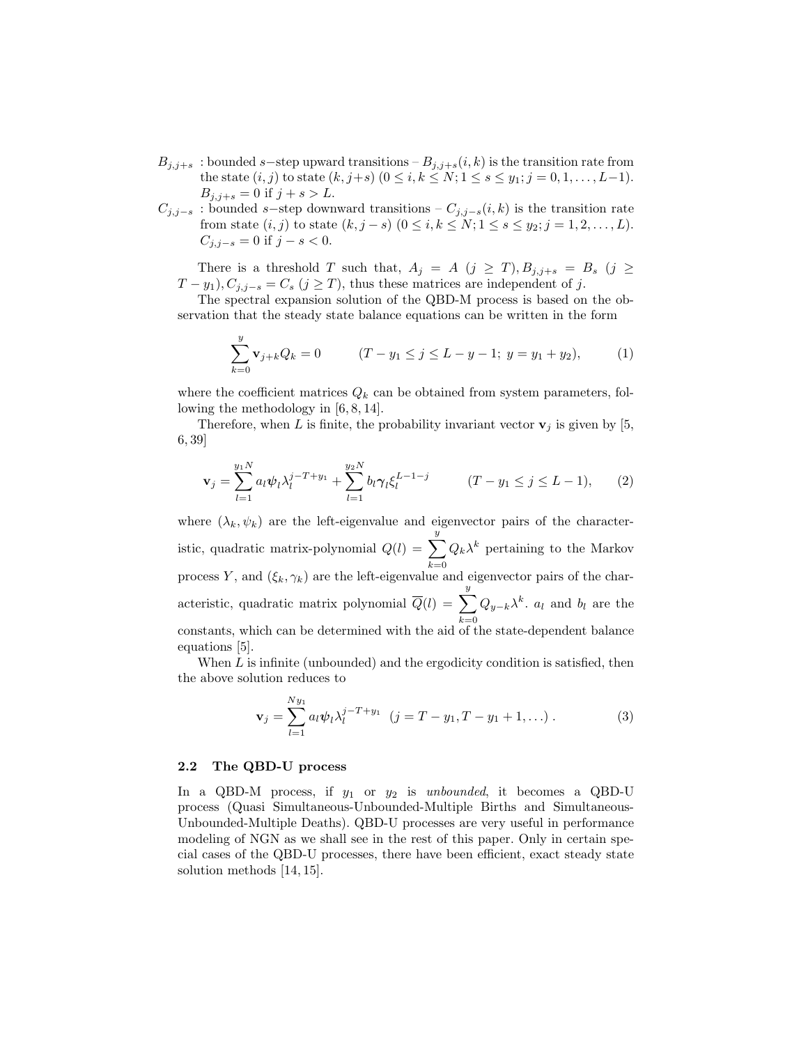$B_{j,j+s}$ : bounded $s-$step upward transitions – $B_{j,j+s}(i,k)$ is the transition rate from the state $(i,j)$ to state $(k,j+s)$ $(0 \le i,k \le N; 1 \le s \le y_1; j = 0,1,\ldots,L-1)$. $B_{j,j+s} = 0$ if $j+s > L$.

$C_{j,j-s}$ : bounded $s-$step downward transitions – $C_{j,j-s}(i,k)$ is the transition rate from state $(i,j)$ to state $(k,j-s)$ $(0 \le i,k \le N; 1 \le s \le y_2; j = 1,2,\ldots,L)$. $C_{j,j-s} = 0$ if $j-s < 0$.

There is a threshold $T$ such that, $A_j = A$ $(j \ge T), B_{j,j+s} = B_s$ $(j \ge T - y_1), C_{j,j-s} = C_s$ $(j \ge T)$, thus these matrices are independent of $j$.

The spectral expansion solution of the QBD-M process is based on the observation that the steady state balance equations can be written in the form

$$\sum_{k=0}^{y} \mathbf{v}_{j+k} Q_k = 0 \qquad (T - y_1 \le j \le L - y - 1;\ y = y_1 + y_2), \tag{1}$$

where the coefficient matrices $Q_k$ can be obtained from system parameters, following the methodology in [6, 8, 14].

Therefore, when $L$ is finite, the probability invariant vector $\mathbf{v}_j$ is given by [5, 6, 39]

$$\mathbf{v}_j = \sum_{l=1}^{y_1 N} a_l \boldsymbol{\psi}_l \lambda_l^{j-T+y_1} + \sum_{l=1}^{y_2 N} b_l \boldsymbol{\gamma}_l \xi_l^{L-1-j} \qquad (T - y_1 \le j \le L-1), \tag{2}$$

where $(\lambda_k, \psi_k)$ are the left-eigenvalue and eigenvector pairs of the characteristic, quadratic matrix-polynomial $Q(l) = \sum_{k=0}^{y} Q_k \lambda^k$ pertaining to the Markov process $Y$, and $(\xi_k, \gamma_k)$ are the left-eigenvalue and eigenvector pairs of the characteristic, quadratic matrix polynomial $\overline{Q}(l) = \sum_{k=0}^{y} Q_{y-k} \lambda^k$. $a_l$ and $b_l$ are the constants, which can be determined with the aid of the state-dependent balance equations [5].

When $L$ is infinite (unbounded) and the ergodicity condition is satisfied, then the above solution reduces to

$$\mathbf{v}_j = \sum_{l=1}^{N y_1} a_l \boldsymbol{\psi}_l \lambda_l^{j-T+y_1} \quad (j = T - y_1, T - y_1 + 1, \ldots). \tag{3}$$

### 2.2 The QBD-U process

In a QBD-M process, if $y_1$ or $y_2$ is *unbounded*, it becomes a QBD-U process (Quasi Simultaneous-Unbounded-Multiple Births and Simultaneous-Unbounded-Multiple Deaths). QBD-U processes are very useful in performance modeling of NGN as we shall see in the rest of this paper. Only in certain special cases of the QBD-U processes, there have been efficient, exact steady state solution methods [14, 15].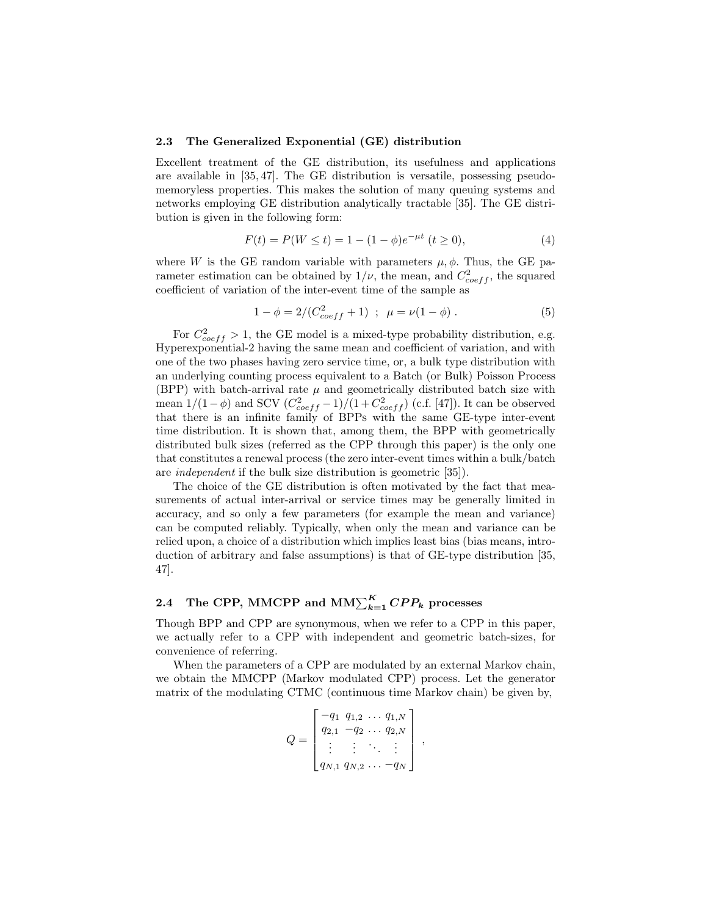### 2.3 The Generalized Exponential (GE) distribution

Excellent treatment of the GE distribution, its usefulness and applications are available in [35, 47]. The GE distribution is versatile, possessing pseudo-memoryless properties. This makes the solution of many queuing systems and networks employing GE distribution analytically tractable [35]. The GE distribution is given in the following form:

$$F(t) = P(W \leq t) = 1 - (1 - \phi)e^{-\mu t} \ (t \geq 0), \tag{4}$$

where $W$ is the GE random variable with parameters $\mu, \phi$. Thus, the GE parameter estimation can be obtained by $1/\nu$, the mean, and $C^2_{coeff}$, the squared coefficient of variation of the inter-event time of the sample as

$$1 - \phi = 2/(C^2_{coeff} + 1) \ \ ; \ \ \mu = \nu(1 - \phi) \ . \tag{5}$$

For $C^2_{coeff} > 1$, the GE model is a mixed-type probability distribution, e.g. Hyperexponential-2 having the same mean and coefficient of variation, and with one of the two phases having zero service time, or, a bulk type distribution with an underlying counting process equivalent to a Batch (or Bulk) Poisson Process (BPP) with batch-arrival rate $\mu$ and geometrically distributed batch size with mean $1/(1-\phi)$ and SCV $(C^2_{coeff} - 1)/(1 + C^2_{coeff})$ (c.f. [47]). It can be observed that there is an infinite family of BPPs with the same GE-type inter-event time distribution. It is shown that, among them, the BPP with geometrically distributed bulk sizes (referred as the CPP through this paper) is the only one that constitutes a renewal process (the zero inter-event times within a bulk/batch are *independent* if the bulk size distribution is geometric [35]).

The choice of the GE distribution is often motivated by the fact that measurements of actual inter-arrival or service times may be generally limited in accuracy, and so only a few parameters (for example the mean and variance) can be computed reliably. Typically, when only the mean and variance can be relied upon, a choice of a distribution which implies least bias (bias means, introduction of arbitrary and false assumptions) is that of GE-type distribution [35, 47].

### 2.4 The CPP, MMCPP and MM$\sum_{k=1}^{K} CPP_k$ processes

Though BPP and CPP are synonymous, when we refer to a CPP in this paper, we actually refer to a CPP with independent and geometric batch-sizes, for convenience of referring.

When the parameters of a CPP are modulated by an external Markov chain, we obtain the MMCPP (Markov modulated CPP) process. Let the generator matrix of the modulating CTMC (continuous time Markov chain) be given by,

$$Q = \begin{bmatrix} -q_1 & q_{1,2} & \cdots & q_{1,N} \\ q_{2,1} & -q_2 & \cdots & q_{2,N} \\ \vdots & \vdots & \ddots & \vdots \\ q_{N,1} & q_{N,2} & \cdots & -q_N \end{bmatrix},$$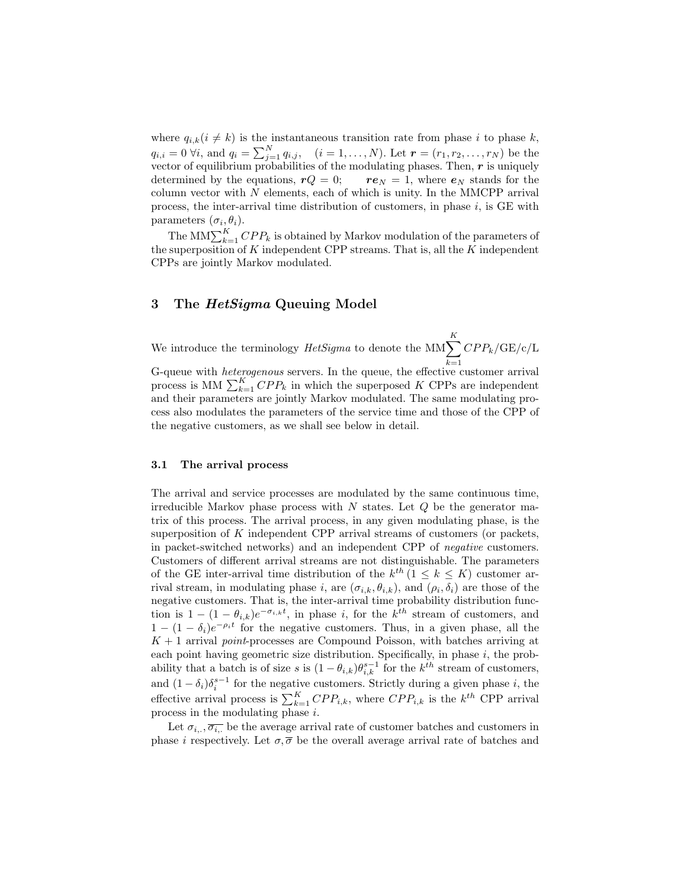where $q_{i,k} (i \neq k)$ is the instantaneous transition rate from phase $i$ to phase $k$, $q_{i,i} = 0 \; \forall i$, and $q_i = \sum_{j=1}^{N} q_{i,j}, \quad (i = 1, \ldots, N)$. Let $\boldsymbol{r} = (r_1, r_2, \ldots, r_N)$ be the vector of equilibrium probabilities of the modulating phases. Then, $\boldsymbol{r}$ is uniquely determined by the equations, $\boldsymbol{r}Q = 0; \qquad \boldsymbol{r}\boldsymbol{e}_N = 1$, where $\boldsymbol{e}_N$ stands for the column vector with $N$ elements, each of which is unity. In the MMCPP arrival process, the inter-arrival time distribution of customers, in phase $i$, is GE with parameters $(\sigma_i, \theta_i)$.

The MM$\sum_{k=1}^{K} CPP_k$ is obtained by Markov modulation of the parameters of the superposition of $K$ independent CPP streams. That is, all the $K$ independent CPPs are jointly Markov modulated.

## 3 The *HetSigma* Queuing Model

We introduce the terminology *HetSigma* to denote the MM$\displaystyle\sum_{k=1}^{K} CPP_k$/GE/c/L G-queue with *heterogenous* servers. In the queue, the effective customer arrival process is MM $\sum_{k=1}^{K} CPP_k$ in which the superposed $K$ CPPs are independent and their parameters are jointly Markov modulated. The same modulating process also modulates the parameters of the service time and those of the CPP of the negative customers, as we shall see below in detail.

### 3.1 The arrival process

The arrival and service processes are modulated by the same continuous time, irreducible Markov phase process with $N$ states. Let $Q$ be the generator matrix of this process. The arrival process, in any given modulating phase, is the superposition of $K$ independent CPP arrival streams of customers (or packets, in packet-switched networks) and an independent CPP of *negative* customers. Customers of different arrival streams are not distinguishable. The parameters of the GE inter-arrival time distribution of the $k^{th}$ $(1 \leq k \leq K)$ customer arrival stream, in modulating phase $i$, are $(\sigma_{i,k}, \theta_{i,k})$, and $(\rho_i, \delta_i)$ are those of the negative customers. That is, the inter-arrival time probability distribution function is $1 - (1 - \theta_{i,k})e^{-\sigma_{i,k}t}$, in phase $i$, for the $k^{th}$ stream of customers, and $1 - (1 - \delta_i)e^{-\rho_i t}$ for the negative customers. Thus, in a given phase, all the $K + 1$ arrival *point*-processes are Compound Poisson, with batches arriving at each point having geometric size distribution. Specifically, in phase $i$, the probability that a batch is of size $s$ is $(1 - \theta_{i,k})\theta_{i,k}^{s-1}$ for the $k^{th}$ stream of customers, and $(1 - \delta_i)\delta_i^{s-1}$ for the negative customers. Strictly during a given phase $i$, the effective arrival process is $\sum_{k=1}^{K} CPP_{i,k}$, where $CPP_{i,k}$ is the $k^{th}$ CPP arrival process in the modulating phase $i$.

Let $\sigma_{i,.}, \overline{\sigma_{i,.}}$ be the average arrival rate of customer batches and customers in phase $i$ respectively. Let $\sigma, \overline{\sigma}$ be the overall average arrival rate of batches and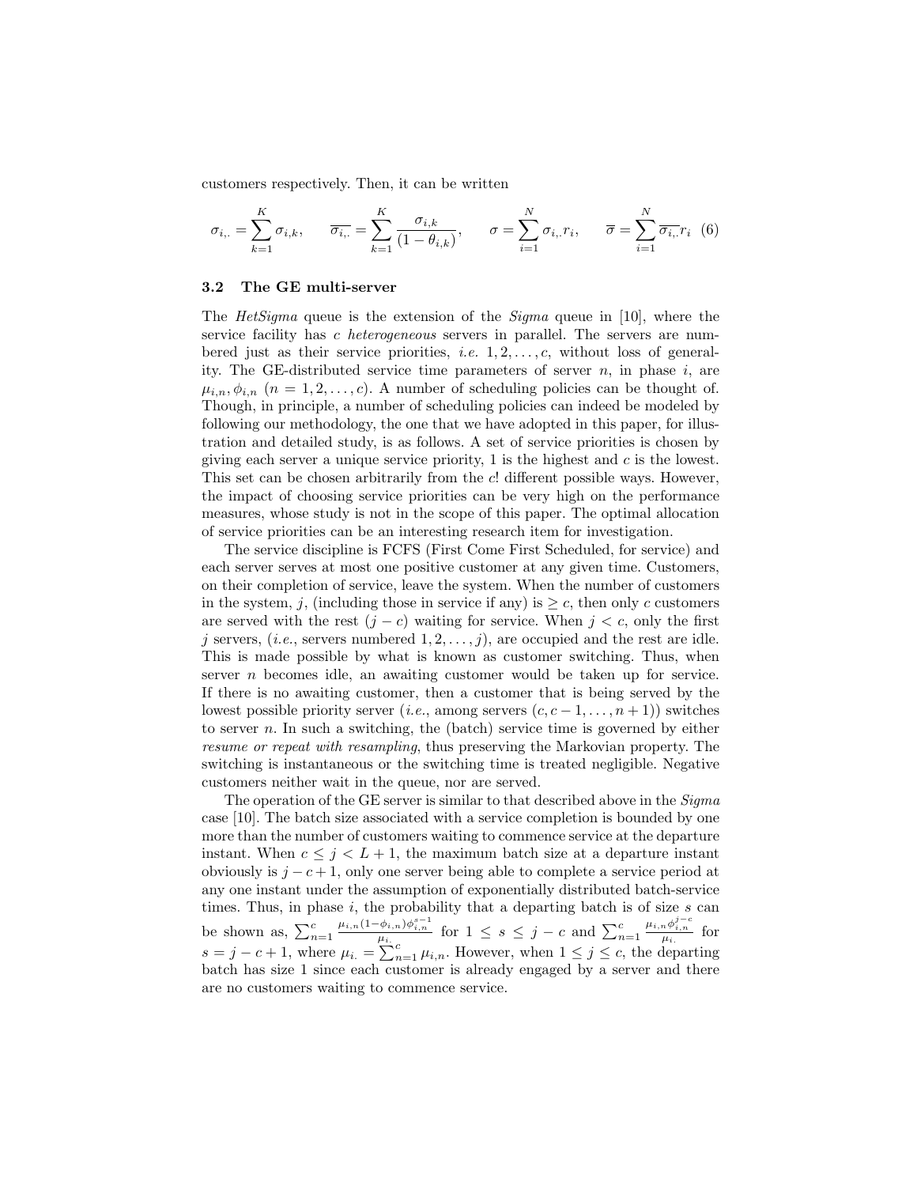customers respectively. Then, it can be written

$$\sigma_{i,.} = \sum_{k=1}^{K} \sigma_{i,k}, \qquad \overline{\sigma_{i,.}} = \sum_{k=1}^{K} \frac{\sigma_{i,k}}{(1-\theta_{i,k})}, \qquad \sigma = \sum_{i=1}^{N} \sigma_{i,.} r_i, \qquad \overline{\sigma} = \sum_{i=1}^{N} \overline{\sigma_{i,.}} r_i \quad (6)$$

### 3.2 The GE multi-server

The *HetSigma* queue is the extension of the *Sigma* queue in [10], where the service facility has $c$ *heterogeneous* servers in parallel. The servers are numbered just as their service priorities, *i.e.* $1, 2, \ldots, c$, without loss of generality. The GE-distributed service time parameters of server $n$, in phase $i$, are $\mu_{i,n}, \phi_{i,n}$ $(n = 1, 2, \ldots, c)$. A number of scheduling policies can be thought of. Though, in principle, a number of scheduling policies can indeed be modeled by following our methodology, the one that we have adopted in this paper, for illustration and detailed study, is as follows. A set of service priorities is chosen by giving each server a unique service priority, 1 is the highest and $c$ is the lowest. This set can be chosen arbitrarily from the $c!$ different possible ways. However, the impact of choosing service priorities can be very high on the performance measures, whose study is not in the scope of this paper. The optimal allocation of service priorities can be an interesting research item for investigation.

The service discipline is FCFS (First Come First Scheduled, for service) and each server serves at most one positive customer at any given time. Customers, on their completion of service, leave the system. When the number of customers in the system, $j$, (including those in service if any) is $\geq c$, then only $c$ customers are served with the rest $(j - c)$ waiting for service. When $j < c$, only the first $j$ servers, (*i.e.*, servers numbered $1, 2, \ldots, j$), are occupied and the rest are idle. This is made possible by what is known as customer switching. Thus, when server $n$ becomes idle, an awaiting customer would be taken up for service. If there is no awaiting customer, then a customer that is being served by the lowest possible priority server (*i.e.*, among servers $(c, c-1, \ldots, n+1)$) switches to server $n$. In such a switching, the (batch) service time is governed by either *resume or repeat with resampling*, thus preserving the Markovian property. The switching is instantaneous or the switching time is treated negligible. Negative customers neither wait in the queue, nor are served.

The operation of the GE server is similar to that described above in the *Sigma* case [10]. The batch size associated with a service completion is bounded by one more than the number of customers waiting to commence service at the departure instant. When $c \leq j < L + 1$, the maximum batch size at a departure instant obviously is $j - c + 1$, only one server being able to complete a service period at any one instant under the assumption of exponentially distributed batch-service times. Thus, in phase $i$, the probability that a departing batch is of size $s$ can be shown as, $\sum_{n=1}^{c} \frac{\mu_{i,n}(1-\phi_{i,n})\phi_{i,n}^{s-1}}{\mu_{i.}}$ for $1 \leq s \leq j - c$ and $\sum_{n=1}^{c} \frac{\mu_{i,n}\phi_{i,n}^{j-c}}{\mu_{i.}}$ for $s = j - c + 1$, where $\mu_{i.} = \sum_{n=1}^{c} \mu_{i,n}$. However, when $1 \leq j \leq c$, the departing batch has size 1 since each customer is already engaged by a server and there are no customers waiting to commence service.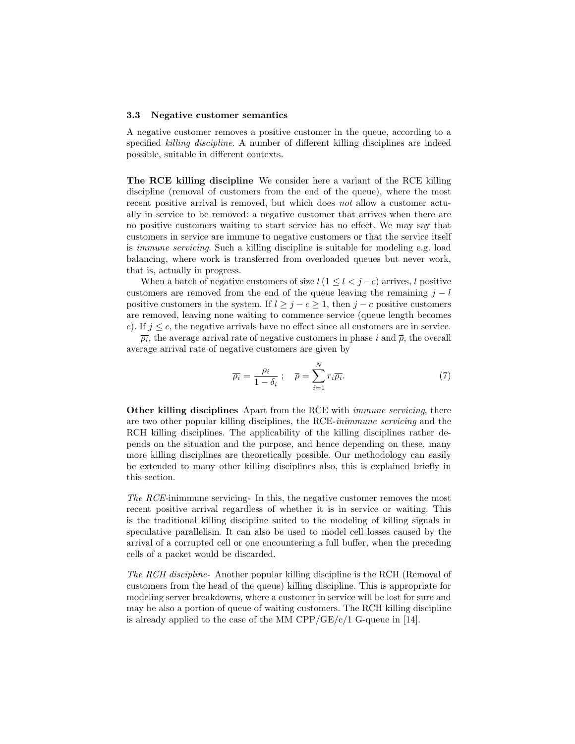### 3.3 Negative customer semantics

A negative customer removes a positive customer in the queue, according to a specified *killing discipline*. A number of different killing disciplines are indeed possible, suitable in different contexts.

**The RCE killing discipline** We consider here a variant of the RCE killing discipline (removal of customers from the end of the queue), where the most recent positive arrival is removed, but which does *not* allow a customer actually in service to be removed: a negative customer that arrives when there are no positive customers waiting to start service has no effect. We may say that customers in service are immune to negative customers or that the service itself is *immune servicing*. Such a killing discipline is suitable for modeling e.g. load balancing, where work is transferred from overloaded queues but never work, that is, actually in progress.

When a batch of negative customers of size $l\,(1 \leq l < j-c)$ arrives, $l$ positive customers are removed from the end of the queue leaving the remaining $j-l$ positive customers in the system. If $l \geq j-c \geq 1$, then $j-c$ positive customers are removed, leaving none waiting to commence service (queue length becomes $c$). If $j \leq c$, the negative arrivals have no effect since all customers are in service.

$\overline{\rho_i}$, the average arrival rate of negative customers in phase $i$ and $\overline{\rho}$, the overall average arrival rate of negative customers are given by

$$\overline{\rho_i} = \frac{\rho_i}{1-\delta_i}\ ; \quad \overline{\rho} = \sum_{i=1}^{N} r_i \overline{\rho_i}. \tag{7}$$

**Other killing disciplines** Apart from the RCE with *immune servicing*, there are two other popular killing disciplines, the RCE-*inimmune servicing* and the RCH killing disciplines. The applicability of the killing disciplines rather depends on the situation and the purpose, and hence depending on these, many more killing disciplines are theoretically possible. Our methodology can easily be extended to many other killing disciplines also, this is explained briefly in this section.

*The RCE*-inimmune servicing- In this, the negative customer removes the most recent positive arrival regardless of whether it is in service or waiting. This is the traditional killing discipline suited to the modeling of killing signals in speculative parallelism. It can also be used to model cell losses caused by the arrival of a corrupted cell or one encountering a full buffer, when the preceding cells of a packet would be discarded.

*The RCH discipline*- Another popular killing discipline is the RCH (Removal of customers from the head of the queue) killing discipline. This is appropriate for modeling server breakdowns, where a customer in service will be lost for sure and may be also a portion of queue of waiting customers. The RCH killing discipline is already applied to the case of the MM CPP/GE/c/1 G-queue in [14].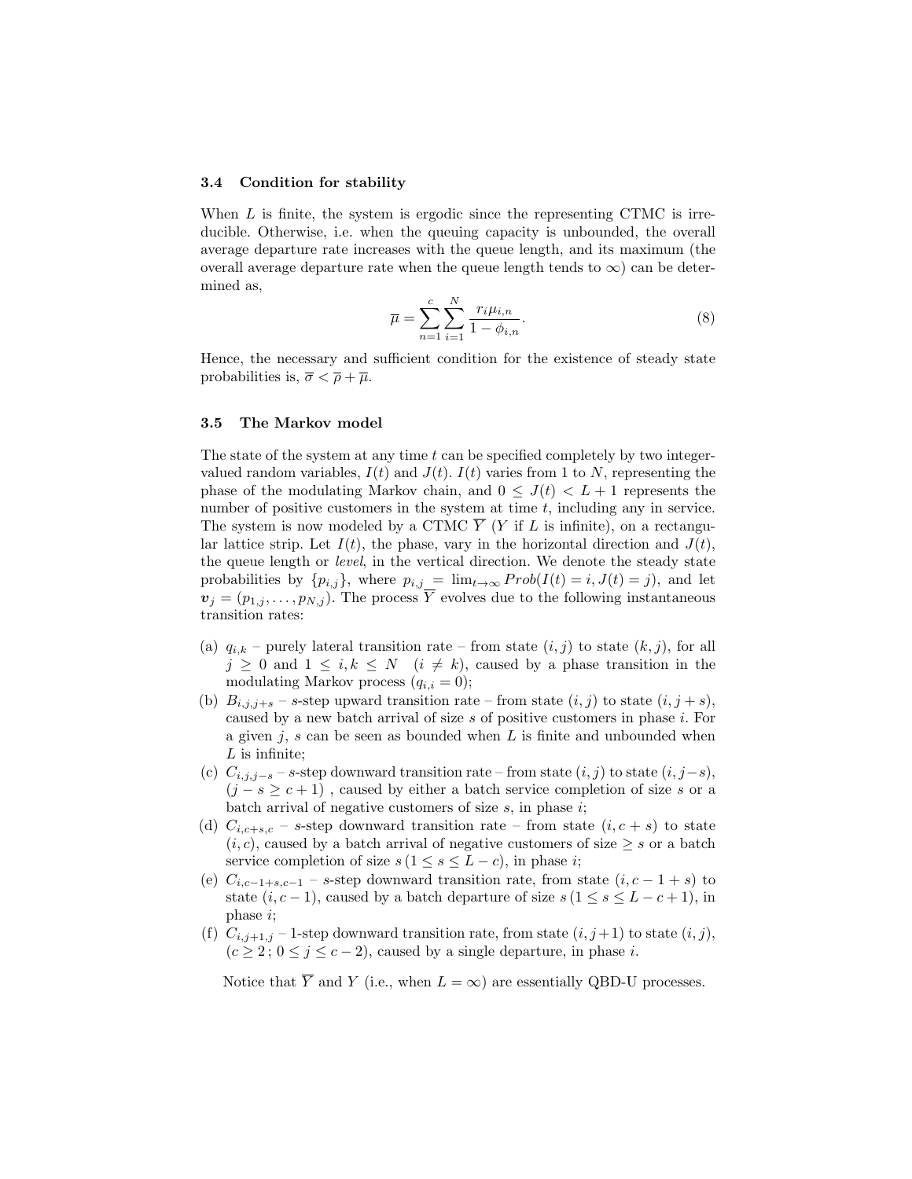### 3.4 Condition for stability

When $L$ is finite, the system is ergodic since the representing CTMC is irreducible. Otherwise, i.e. when the queuing capacity is unbounded, the overall average departure rate increases with the queue length, and its maximum (the overall average departure rate when the queue length tends to $\infty$) can be determined as,

$$\overline{\mu} = \sum_{n=1}^{c} \sum_{i=1}^{N} \frac{r_i \mu_{i,n}}{1 - \phi_{i,n}}. \tag{8}$$

Hence, the necessary and sufficient condition for the existence of steady state probabilities is, $\overline{\sigma} < \overline{\rho} + \overline{\mu}$.

### 3.5 The Markov model

The state of the system at any time $t$ can be specified completely by two integer-valued random variables, $I(t)$ and $J(t)$. $I(t)$ varies from 1 to $N$, representing the phase of the modulating Markov chain, and $0 \leq J(t) < L + 1$ represents the number of positive customers in the system at time $t$, including any in service. The system is now modeled by a CTMC $\overline{Y}$ ($Y$ if $L$ is infinite), on a rectangular lattice strip. Let $I(t)$, the phase, vary in the horizontal direction and $J(t)$, the queue length or *level*, in the vertical direction. We denote the steady state probabilities by $\{p_{i,j}\}$, where $p_{i,j} = \lim_{t \to \infty} Prob(I(t) = i, J(t) = j)$, and let $\boldsymbol{v}_j = (p_{1,j}, \ldots, p_{N,j})$. The process $\overline{Y}$ evolves due to the following instantaneous transition rates:

(a) $q_{i,k}$ – purely lateral transition rate – from state $(i, j)$ to state $(k, j)$, for all $j \geq 0$ and $1 \leq i, k \leq N \quad (i \neq k)$, caused by a phase transition in the modulating Markov process ($q_{i,i} = 0$);

(b) $B_{i,j,j+s}$ – $s$-step upward transition rate – from state $(i, j)$ to state $(i, j + s)$, caused by a new batch arrival of size $s$ of positive customers in phase $i$. For a given $j$, $s$ can be seen as bounded when $L$ is finite and unbounded when $L$ is infinite;

(c) $C_{i,j,j-s}$ – $s$-step downward transition rate – from state $(i, j)$ to state $(i, j-s)$, $(j - s \geq c + 1)$ , caused by either a batch service completion of size $s$ or a batch arrival of negative customers of size $s$, in phase $i$;

(d) $C_{i,c+s,c}$ – $s$-step downward transition rate – from state $(i, c + s)$ to state $(i, c)$, caused by a batch arrival of negative customers of size $\geq s$ or a batch service completion of size $s\,(1 \leq s \leq L - c)$, in phase $i$;

(e) $C_{i,c-1+s,c-1}$ – $s$-step downward transition rate, from state $(i, c - 1 + s)$ to state $(i, c - 1)$, caused by a batch departure of size $s\,(1 \leq s \leq L - c + 1)$, in phase $i$;

(f) $C_{i,j+1,j}$ – 1-step downward transition rate, from state $(i, j+1)$ to state $(i, j)$, $(c \geq 2\,;\, 0 \leq j \leq c - 2)$, caused by a single departure, in phase $i$.

Notice that $\overline{Y}$ and $Y$ (i.e., when $L = \infty$) are essentially QBD-U processes.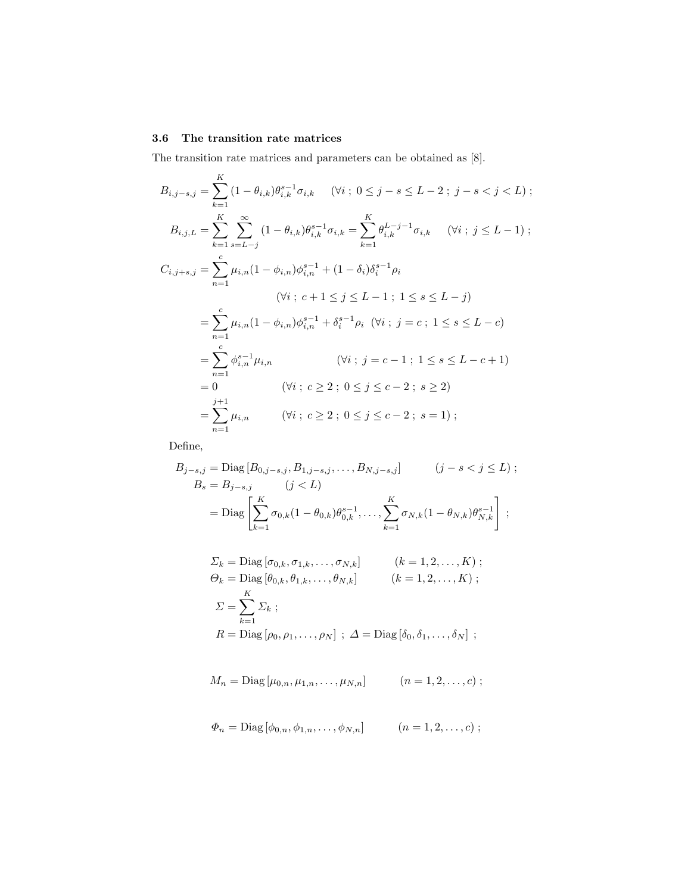### 3.6 The transition rate matrices

The transition rate matrices and parameters can be obtained as [8].

$$B_{i,j-s,j} = \sum_{k=1}^{K} (1-\theta_{i,k})\theta_{i,k}^{s-1}\sigma_{i,k} \quad (\forall i \ ; \ 0 \le j-s \le L-2 \ ; \ j-s < j < L) \ ;$$

$$B_{i,j,L} = \sum_{k=1}^{K} \sum_{s=L-j}^{\infty} (1-\theta_{i,k})\theta_{i,k}^{s-1}\sigma_{i,k} = \sum_{k=1}^{K} \theta_{i,k}^{L-j-1}\sigma_{i,k} \quad (\forall i \ ; \ j \le L-1) \ ;$$

$$\begin{aligned}
C_{i,j+s,j} &= \sum_{n=1}^{c} \mu_{i,n}(1-\phi_{i,n})\phi_{i,n}^{s-1} + (1-\delta_i)\delta_i^{s-1}\rho_i \\
&\qquad\qquad (\forall i \ ; \ c+1 \le j \le L-1 \ ; \ 1 \le s \le L-j) \\
&= \sum_{n=1}^{c} \mu_{i,n}(1-\phi_{i,n})\phi_{i,n}^{s-1} + \delta_i^{s-1}\rho_i \quad (\forall i \ ; \ j = c \ ; \ 1 \le s \le L-c) \\
&= \sum_{n=1}^{c} \phi_{i,n}^{s-1}\mu_{i,n} \qquad\qquad (\forall i \ ; \ j = c-1 \ ; \ 1 \le s \le L-c+1) \\
&= 0 \qquad\qquad (\forall i \ ; \ c \ge 2 \ ; \ 0 \le j \le c-2 \ ; \ s \ge 2) \\
&= \sum_{n=1}^{j+1} \mu_{i,n} \qquad (\forall i \ ; \ c \ge 2 \ ; \ 0 \le j \le c-2 \ ; \ s = 1) \ ;
\end{aligned}$$

Define,

$$\begin{aligned}
B_{j-s,j} &= \text{Diag}\left[B_{0,j-s,j}, B_{1,j-s,j}, \ldots, B_{N,j-s,j}\right] \qquad (j-s < j \le L) \ ; \\
B_s &= B_{j-s,j} \qquad (j < L) \\
&= \text{Diag}\left[\sum_{k=1}^{K} \sigma_{0,k}(1-\theta_{0,k})\theta_{0,k}^{s-1}, \ldots, \sum_{k=1}^{K} \sigma_{N,k}(1-\theta_{N,k})\theta_{N,k}^{s-1}\right] \ ;
\end{aligned}$$

$$\begin{aligned}
\Sigma_k &= \text{Diag}\left[\sigma_{0,k}, \sigma_{1,k}, \ldots, \sigma_{N,k}\right] \qquad (k = 1, 2, \ldots, K) \ ; \\
\Theta_k &= \text{Diag}\left[\theta_{0,k}, \theta_{1,k}, \ldots, \theta_{N,k}\right] \qquad (k = 1, 2, \ldots, K) \ ; \\
\Sigma &= \sum_{k=1}^{K} \Sigma_k \ ; \\
R &= \text{Diag}\left[\rho_0, \rho_1, \ldots, \rho_N\right] \ ; \ \Delta = \text{Diag}\left[\delta_0, \delta_1, \ldots, \delta_N\right] \ ;
\end{aligned}$$

$$M_n = \text{Diag}\left[\mu_{0,n}, \mu_{1,n}, \ldots, \mu_{N,n}\right] \qquad (n = 1, 2, \ldots, c) \ ;$$

$$\Phi_n = \text{Diag}\left[\phi_{0,n}, \phi_{1,n}, \ldots, \phi_{N,n}\right] \qquad (n = 1, 2, \ldots, c) \ ;$$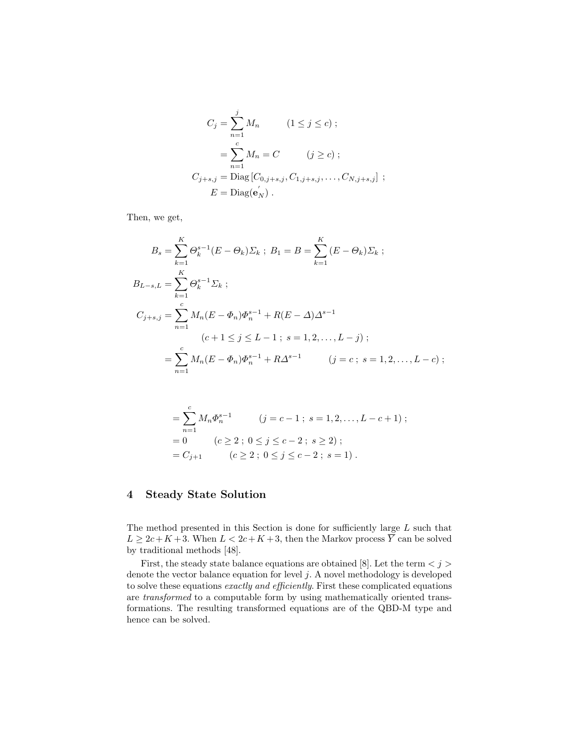$$
\begin{aligned}
C_j &= \sum_{n=1}^{j} M_n \qquad (1 \le j \le c) \; ; \\
&= \sum_{n=1}^{c} M_n = C \qquad (j \ge c) \; ; \\
C_{j+s,j} &= \text{Diag}\left[C_{0,j+s,j}, C_{1,j+s,j}, \ldots, C_{N,j+s,j}\right] \; ; \\
E &= \text{Diag}(\mathbf{e}_N^{'}) \; .
\end{aligned}
$$

Then, we get,

$$
\begin{aligned}
B_s &= \sum_{k=1}^{K} \Theta_k^{s-1}(E - \Theta_k)\Sigma_k \; ; \; B_1 = B = \sum_{k=1}^{K} (E - \Theta_k)\Sigma_k \; ; \\
B_{L-s,L} &= \sum_{k=1}^{K} \Theta_k^{s-1}\Sigma_k \; ; \\
C_{j+s,j} &= \sum_{n=1}^{c} M_n(E - \Phi_n)\Phi_n^{s-1} + R(E - \Delta)\Delta^{s-1} \\
&\qquad (c+1 \le j \le L-1 \; ; \; s = 1, 2, \ldots, L-j) \; ; \\
&= \sum_{n=1}^{c} M_n(E - \Phi_n)\Phi_n^{s-1} + R\Delta^{s-1} \qquad (j = c \; ; \; s = 1, 2, \ldots, L-c) \; ;
\end{aligned}
$$

$$
\begin{aligned}
&= \sum_{n=1}^{c} M_n \Phi_n^{s-1} \qquad (j = c-1 \; ; \; s = 1, 2, \ldots, L-c+1) \; ; \\
&= 0 \qquad (c \ge 2 \; ; \; 0 \le j \le c-2 \; ; \; s \ge 2) \; ; \\
&= C_{j+1} \qquad (c \ge 2 \; ; \; 0 \le j \le c-2 \; ; \; s = 1) \; .
\end{aligned}
$$

## 4 Steady State Solution

The method presented in this Section is done for sufficiently large $L$ such that $L \ge 2c + K + 3$. When $L < 2c + K + 3$, then the Markov process $\overline{Y}$ can be solved by traditional methods [48].

First, the steady state balance equations are obtained [8]. Let the term $< j >$ denote the vector balance equation for level $j$. A novel methodology is developed to solve these equations *exactly and efficiently*. First these complicated equations are *transformed* to a computable form by using mathematically oriented transformations. The resulting transformed equations are of the QBD-M type and hence can be solved.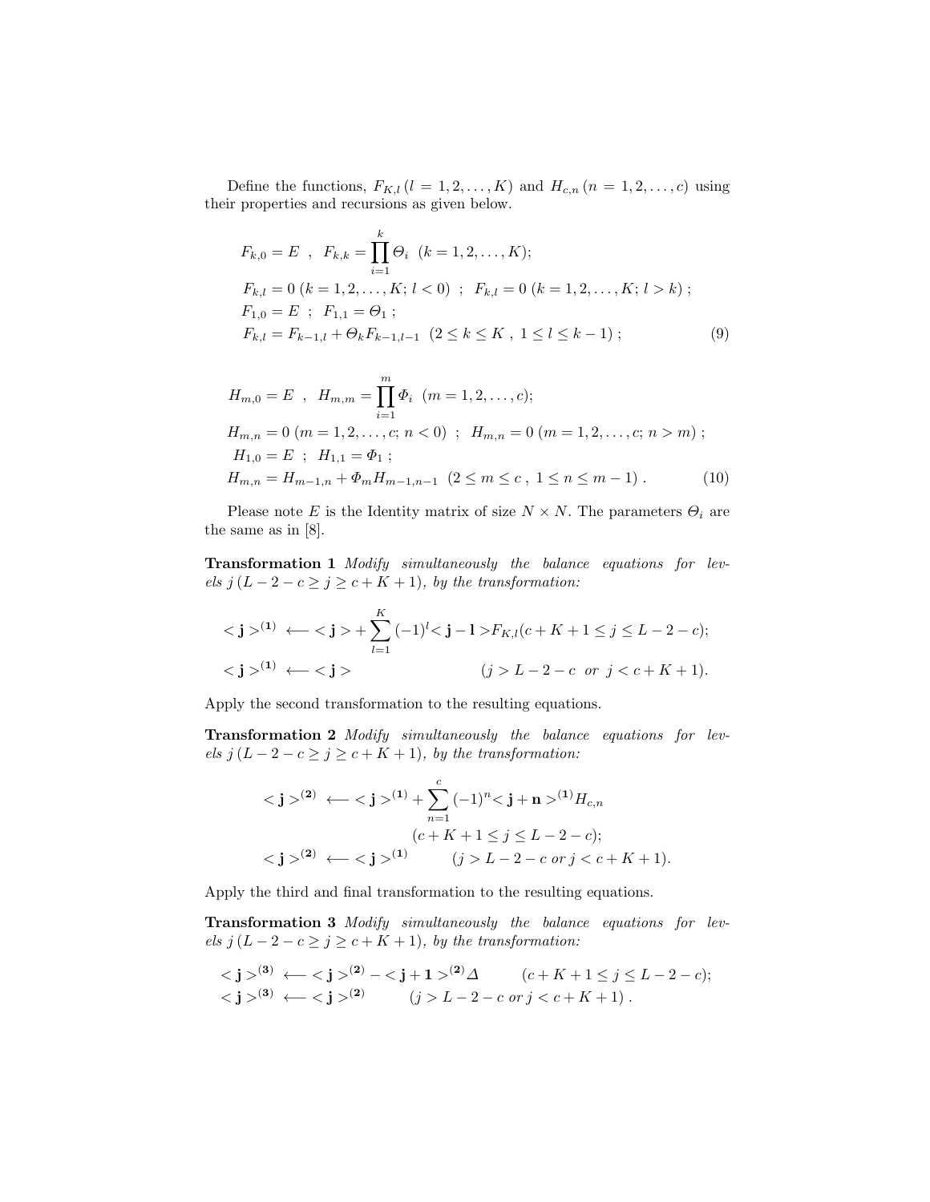Define the functions, $F_{K,l}\,(l = 1, 2, \ldots, K)$ and $H_{c,n}\,(n = 1, 2, \ldots, c)$ using their properties and recursions as given below.

$$
\begin{aligned}
&F_{k,0} = E \;\;,\;\; F_{k,k} = \prod_{i=1}^{k} \Theta_i \;\;(k = 1, 2, \ldots, K);\\
&F_{k,l} = 0 \;(k = 1, 2, \ldots, K;\, l < 0) \;\;;\;\; F_{k,l} = 0 \;(k = 1, 2, \ldots, K;\, l > k)\;;\\
&F_{1,0} = E \;\;;\;\; F_{1,1} = \Theta_1\;;\\
&F_{k,l} = F_{k-1,l} + \Theta_k F_{k-1,l-1} \;\;(2 \le k \le K\;,\; 1 \le l \le k-1)\;;
\end{aligned}
\tag{9}
$$

$$
\begin{aligned}
&H_{m,0} = E \;\;,\;\; H_{m,m} = \prod_{i=1}^{m} \Phi_i \;\;(m = 1, 2, \ldots, c);\\
&H_{m,n} = 0 \;(m = 1, 2, \ldots, c;\, n < 0) \;\;;\;\; H_{m,n} = 0 \;(m = 1, 2, \ldots, c;\, n > m)\;;\\
&H_{1,0} = E \;\;;\;\; H_{1,1} = \Phi_1\;;\\
&H_{m,n} = H_{m-1,n} + \Phi_m H_{m-1,n-1} \;\;(2 \le m \le c\;,\; 1 \le n \le m-1)\,.
\end{aligned}
\tag{10}
$$

Please note $E$ is the Identity matrix of size $N \times N$. The parameters $\Theta_i$ are the same as in [8].

**Transformation 1** *Modify simultaneously the balance equations for levels $j\,(L-2-c \ge j \ge c+K+1)$, by the transformation:*

$$
\begin{aligned}
&<\mathbf{j}>^{(\mathbf{1})} \;\longleftarrow\; <\mathbf{j}> + \sum_{l=1}^{K} (-1)^l <\mathbf{j}-\mathbf{l}> F_{K,l} (c+K+1 \le j \le L-2-c);\\
&<\mathbf{j}>^{(\mathbf{1})} \;\longleftarrow\; <\mathbf{j}> \qquad\qquad\qquad\qquad (j > L-2-c \;\;or\;\; j < c+K+1).
\end{aligned}
$$

Apply the second transformation to the resulting equations.

**Transformation 2** *Modify simultaneously the balance equations for levels $j\,(L-2-c \ge j \ge c+K+1)$, by the transformation:*

$$
\begin{aligned}
&<\mathbf{j}>^{(\mathbf{2})} \;\longleftarrow\; <\mathbf{j}>^{(\mathbf{1})} + \sum_{n=1}^{c} (-1)^n <\mathbf{j}+\mathbf{n}>^{(\mathbf{1})} H_{c,n}\\
&\qquad\qquad\qquad (c+K+1 \le j \le L-2-c);\\
&<\mathbf{j}>^{(\mathbf{2})} \;\longleftarrow\; <\mathbf{j}>^{(\mathbf{1})} \qquad (j > L-2-c \;or\; j < c+K+1).
\end{aligned}
$$

Apply the third and final transformation to the resulting equations.

**Transformation 3** *Modify simultaneously the balance equations for levels $j\,(L-2-c \ge j \ge c+K+1)$, by the transformation:*

$$
\begin{aligned}
&<\mathbf{j}>^{(\mathbf{3})} \;\longleftarrow\; <\mathbf{j}>^{(\mathbf{2})} - <\mathbf{j}+\mathbf{1}>^{(\mathbf{2})} \Delta \qquad (c+K+1 \le j \le L-2-c);\\
&<\mathbf{j}>^{(\mathbf{3})} \;\longleftarrow\; <\mathbf{j}>^{(\mathbf{2})} \qquad (j > L-2-c \;or\; j < c+K+1)\,.
\end{aligned}
$$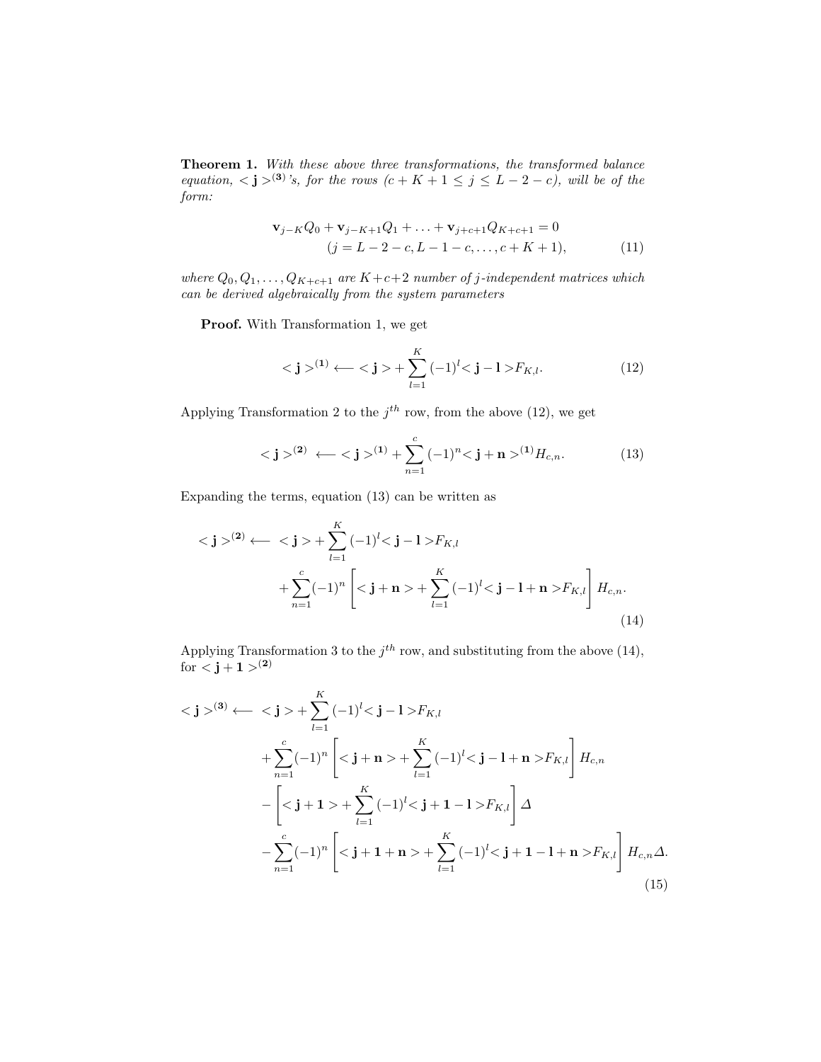**Theorem 1.** *With these above three transformations, the transformed balance equation, $<\mathbf{j}>^{(\mathbf{3})}$'s, for the rows $(c + K + 1 \leq j \leq L - 2 - c)$, will be of the form:*

$$
\begin{aligned}
\mathbf{v}_{j-K} Q_0 + \mathbf{v}_{j-K+1} Q_1 + \ldots + \mathbf{v}_{j+c+1} Q_{K+c+1} &= 0 \\
(j = L - 2 - c, L - 1 - c, \ldots, c + K + 1), & \qquad (11)
\end{aligned}
$$

*where $Q_0, Q_1, \ldots, Q_{K+c+1}$ are $K+c+2$ number of $j$-independent matrices which can be derived algebraically from the system parameters*

**Proof.** With Transformation 1, we get

$$
<\mathbf{j}>^{(\mathbf{1})} \longleftarrow <\mathbf{j}> + \sum_{l=1}^{K} (-1)^l <\mathbf{j} - \mathbf{l}> F_{K,l}. \tag{12}
$$

Applying Transformation 2 to the $j^{th}$ row, from the above (12), we get

$$
<\mathbf{j}>^{(\mathbf{2})} \longleftarrow <\mathbf{j}>^{(\mathbf{1})} + \sum_{n=1}^{c} (-1)^n <\mathbf{j} + \mathbf{n}>^{(\mathbf{1})} H_{c,n}. \tag{13}
$$

Expanding the terms, equation (13) can be written as

$$
\begin{aligned}
<\mathbf{j}>^{(\mathbf{2})} \longleftarrow \; & <\mathbf{j}> + \sum_{l=1}^{K} (-1)^l <\mathbf{j} - \mathbf{l}> F_{K,l} \\
& + \sum_{n=1}^{c} (-1)^n \left[ <\mathbf{j} + \mathbf{n}> + \sum_{l=1}^{K} (-1)^l <\mathbf{j} - \mathbf{l} + \mathbf{n}> F_{K,l} \right] H_{c,n}.
\end{aligned} \tag{14}
$$

Applying Transformation 3 to the $j^{th}$ row, and substituting from the above (14), for $<\mathbf{j} + \mathbf{1}>^{(\mathbf{2})}$

$$
\begin{aligned}
<\mathbf{j}>^{(\mathbf{3})} \longleftarrow \; & <\mathbf{j}> + \sum_{l=1}^{K} (-1)^l <\mathbf{j} - \mathbf{l}> F_{K,l} \\
& + \sum_{n=1}^{c} (-1)^n \left[ <\mathbf{j} + \mathbf{n}> + \sum_{l=1}^{K} (-1)^l <\mathbf{j} - \mathbf{l} + \mathbf{n}> F_{K,l} \right] H_{c,n} \\
& - \left[ <\mathbf{j} + \mathbf{1}> + \sum_{l=1}^{K} (-1)^l <\mathbf{j} + \mathbf{1} - \mathbf{l}> F_{K,l} \right] \Delta \\
& - \sum_{n=1}^{c} (-1)^n \left[ <\mathbf{j} + \mathbf{1} + \mathbf{n}> + \sum_{l=1}^{K} (-1)^l <\mathbf{j} + \mathbf{1} - \mathbf{l} + \mathbf{n}> F_{K,l} \right] H_{c,n} \Delta.
\end{aligned} \tag{15}
$$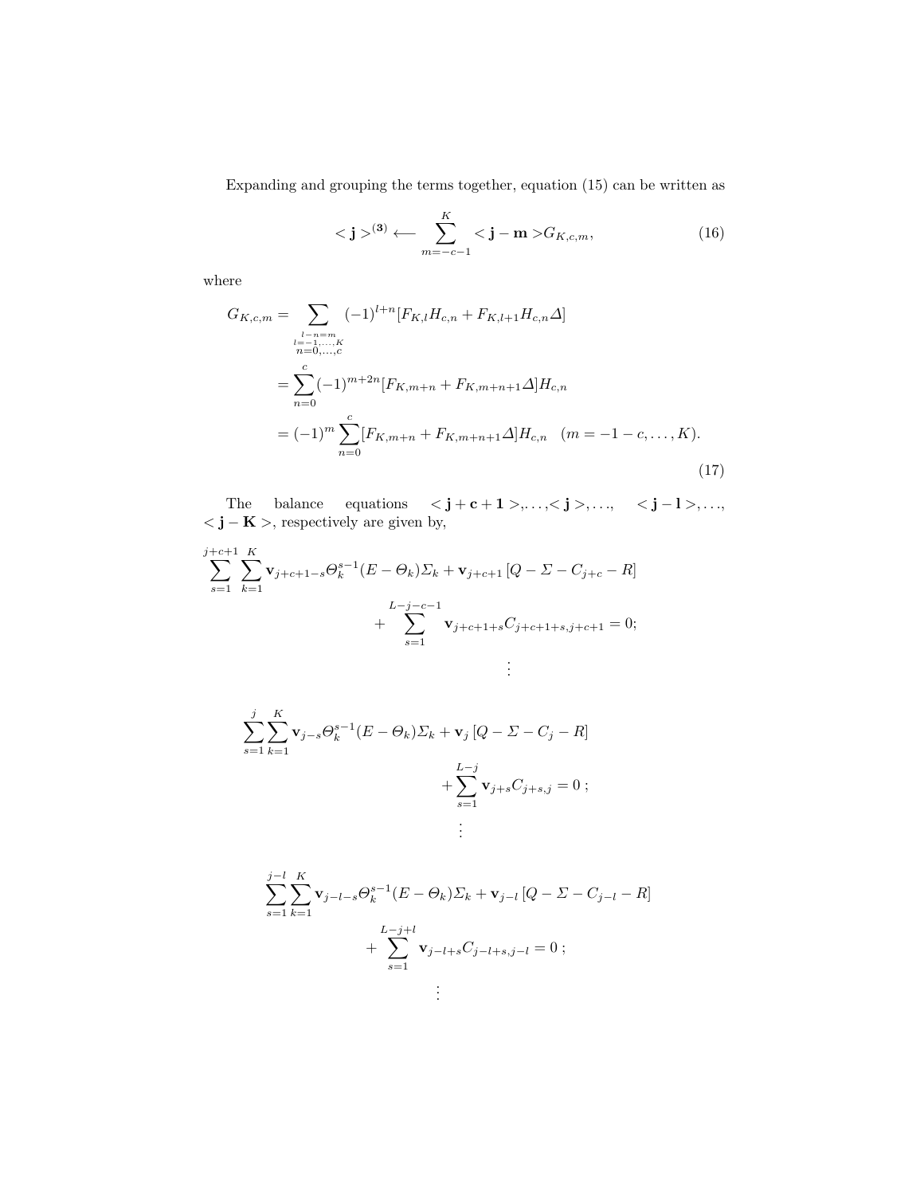Expanding and grouping the terms together, equation (15) can be written as

$$< \mathbf{j} >^{(\mathbf{3})} \longleftarrow \sum_{m=-c-1}^{K} < \mathbf{j} - \mathbf{m} > G_{K,c,m}, \tag{16}$$

where

$$\begin{aligned} G_{K,c,m} &= \sum_{\substack{l-n=m \\ l=-1,\ldots,K \\ n=0,\ldots,c}} (-1)^{l+n} [F_{K,l} H_{c,n} + F_{K,l+1} H_{c,n} \varDelta] \\ &= \sum_{n=0}^{c} (-1)^{m+2n} [F_{K,m+n} + F_{K,m+n+1} \varDelta] H_{c,n} \\ &= (-1)^m \sum_{n=0}^{c} [F_{K,m+n} + F_{K,m+n+1} \varDelta] H_{c,n} \quad (m = -1-c, \ldots, K). \end{aligned} \tag{17}$$

The balance equations $< \mathbf{j} + \mathbf{c} + \mathbf{1} >, \ldots, < \mathbf{j} >, \ldots, \quad < \mathbf{j} - \mathbf{l} >, \ldots, < \mathbf{j} - \mathbf{K} >$, respectively are given by,

$$\sum_{s=1}^{j+c+1} \sum_{k=1}^{K} \mathbf{v}_{j+c+1-s} \varTheta_k^{s-1} (E - \varTheta_k) \varSigma_k + \mathbf{v}_{j+c+1} \left[ Q - \varSigma - C_{j+c} - R \right] + \sum_{s=1}^{L-j-c-1} \mathbf{v}_{j+c+1+s} C_{j+c+1+s, j+c+1} = 0;$$

$$\vdots$$

$$\sum_{s=1}^{j} \sum_{k=1}^{K} \mathbf{v}_{j-s} \varTheta_k^{s-1} (E - \varTheta_k) \varSigma_k + \mathbf{v}_j \left[ Q - \varSigma - C_j - R \right] + \sum_{s=1}^{L-j} \mathbf{v}_{j+s} C_{j+s,j} = 0 \; ;$$

$$\vdots$$

$$\sum_{s=1}^{j-l} \sum_{k=1}^{K} \mathbf{v}_{j-l-s} \varTheta_k^{s-1} (E - \varTheta_k) \varSigma_k + \mathbf{v}_{j-l} \left[ Q - \varSigma - C_{j-l} - R \right] + \sum_{s=1}^{L-j+l} \mathbf{v}_{j-l+s} C_{j-l+s, j-l} = 0 \; ;$$

$$\vdots$$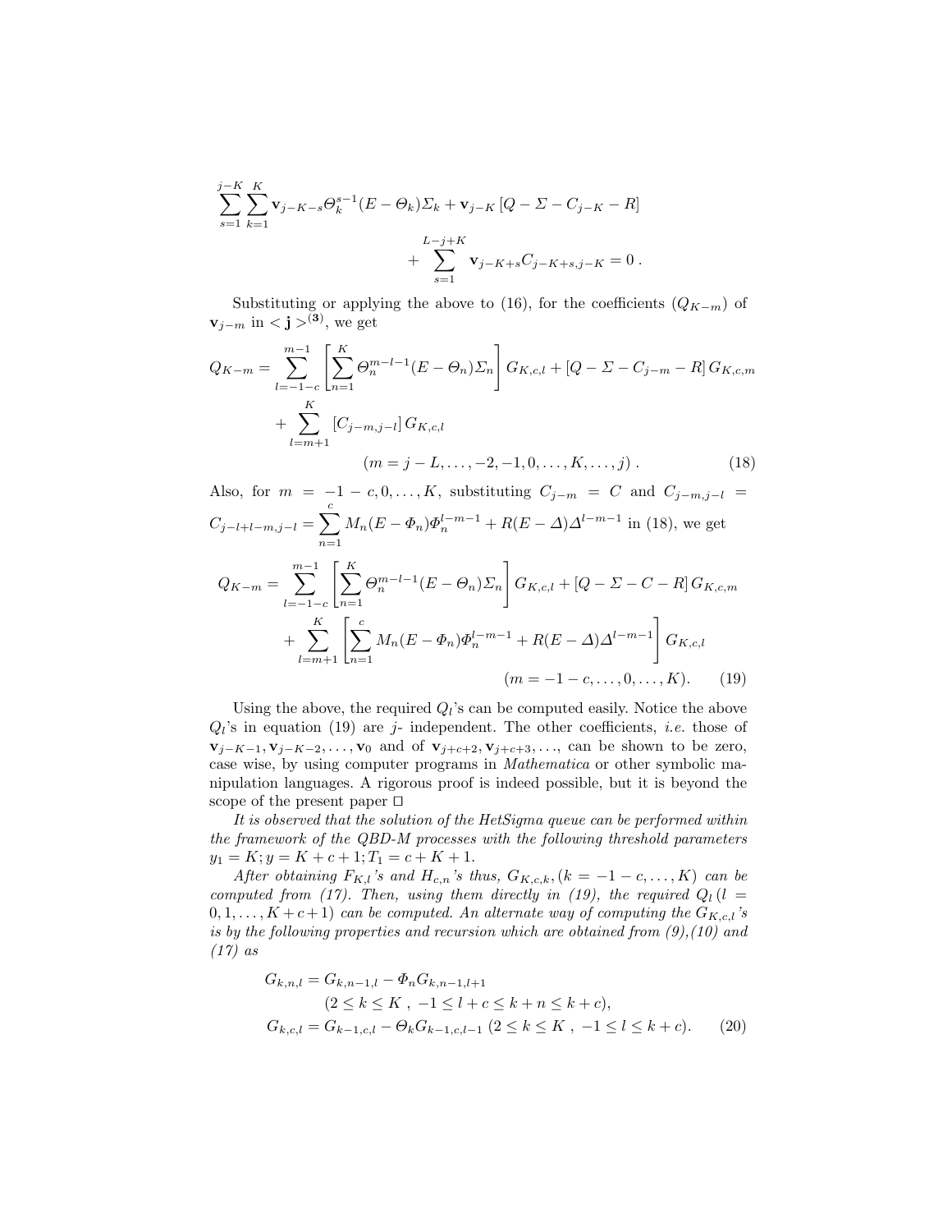$$\sum_{s=1}^{j-K}\sum_{k=1}^{K}\mathbf{v}_{j-K-s}\Theta_k^{s-1}(E-\Theta_k)\Sigma_k+\mathbf{v}_{j-K}\left[Q-\Sigma-C_{j-K}-R\right]$$
$$+\sum_{s=1}^{L-j+K}\mathbf{v}_{j-K+s}C_{j-K+s,j-K}=0\,.$$

Substituting or applying the above to (16), for the coefficients ($Q_{K-m}$) of $\mathbf{v}_{j-m}$ in $<\mathbf{j}>^{(\mathbf{3})}$, we get

$$Q_{K-m}=\sum_{l=-1-c}^{m-1}\left[\sum_{n=1}^{K}\Theta_n^{m-l-1}(E-\Theta_n)\Sigma_n\right]G_{K,c,l}+\left[Q-\Sigma-C_{j-m}-R\right]G_{K,c,m}$$
$$+\sum_{l=m+1}^{K}\left[C_{j-m,j-l}\right]G_{K,c,l}$$
$$(m=j-L,\ldots,-2,-1,0,\ldots,K,\ldots,j)\,. \tag{18}$$

Also, for $m=-1-c,0,\ldots,K$, substituting $C_{j-m}=C$ and $C_{j-m,j-l}=C_{j-l+l-m,j-l}=\sum_{n=1}^{c}M_n(E-\Phi_n)\Phi_n^{l-m-1}+R(E-\Delta)\Delta^{l-m-1}$ in (18), we get

$$Q_{K-m}=\sum_{l=-1-c}^{m-1}\left[\sum_{n=1}^{K}\Theta_n^{m-l-1}(E-\Theta_n)\Sigma_n\right]G_{K,c,l}+\left[Q-\Sigma-C-R\right]G_{K,c,m}$$
$$+\sum_{l=m+1}^{K}\left[\sum_{n=1}^{c}M_n(E-\Phi_n)\Phi_n^{l-m-1}+R(E-\Delta)\Delta^{l-m-1}\right]G_{K,c,l}$$
$$(m=-1-c,\ldots,0,\ldots,K). \tag{19}$$

Using the above, the required $Q_l$'s can be computed easily. Notice the above $Q_l$'s in equation (19) are $j$- independent. The other coefficients, *i.e.* those of $\mathbf{v}_{j-K-1},\mathbf{v}_{j-K-2},\ldots,\mathbf{v}_0$ and of $\mathbf{v}_{j+c+2},\mathbf{v}_{j+c+3},\ldots$, can be shown to be zero, case wise, by using computer programs in *Mathematica* or other symbolic manipulation languages. A rigorous proof is indeed possible, but it is beyond the scope of the present paper □

*It is observed that the solution of the HetSigma queue can be performed within the framework of the QBD-M processes with the following threshold parameters* $y_1=K;y=K+c+1;T_1=c+K+1$.

*After obtaining* $F_{K,l}$*'s and* $H_{c,n}$*'s thus,* $G_{K,c,k},(k=-1-c,\ldots,K)$ *can be computed from (17). Then, using them directly in (19), the required* $Q_l\,(l=0,1,\ldots,K+c+1)$ *can be computed. An alternate way of computing the* $G_{K,c,l}$*'s is by the following properties and recursion which are obtained from (9),(10) and (17) as*

$$G_{k,n,l}=G_{k,n-1,l}-\Phi_nG_{k,n-1,l+1}$$
$$(2\le k\le K\ ,\ -1\le l+c\le k+n\le k+c),$$
$$G_{k,c,l}=G_{k-1,c,l}-\Theta_kG_{k-1,c,l-1}\ (2\le k\le K\ ,\ -1\le l\le k+c). \tag{20}$$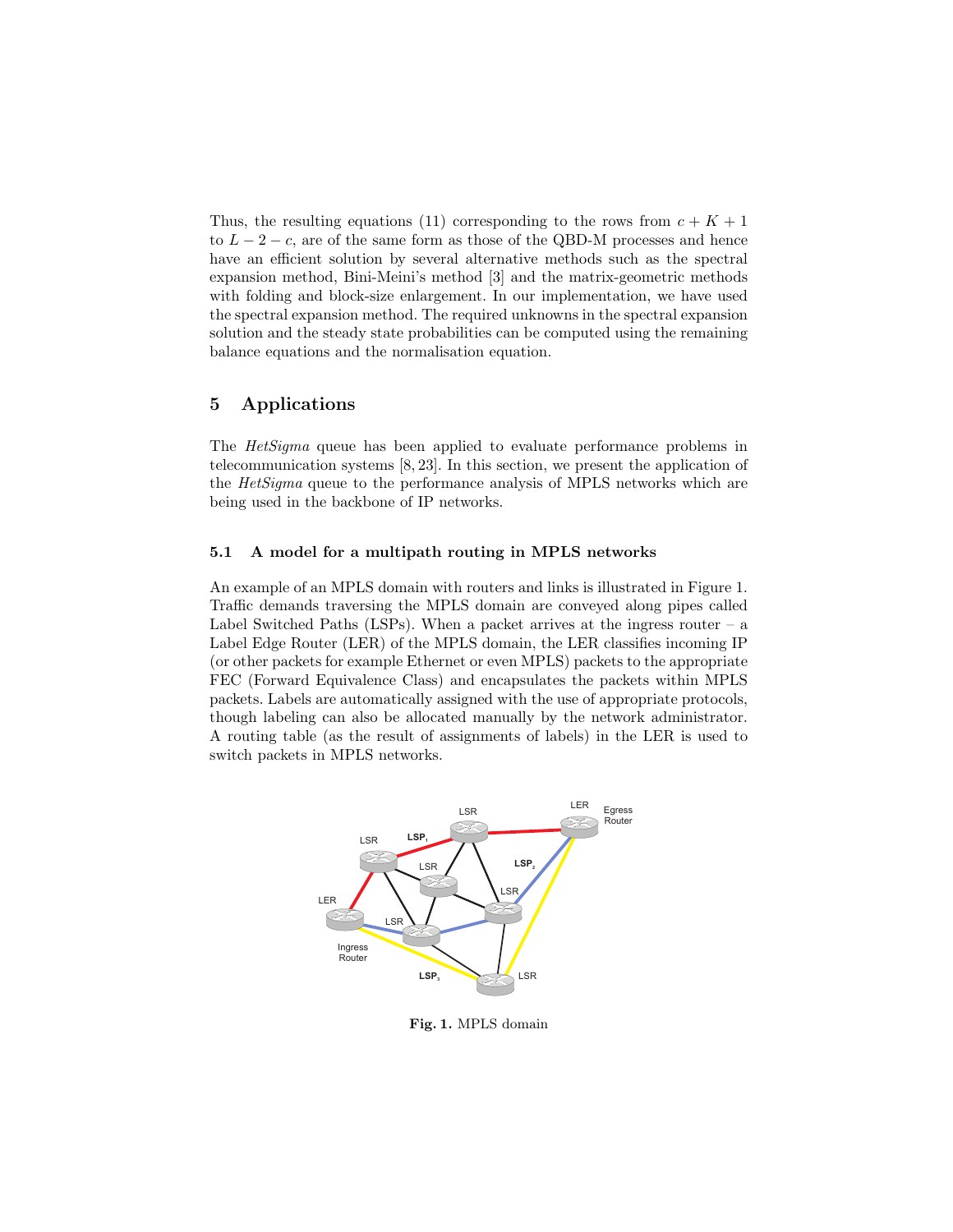Thus, the resulting equations (11) corresponding to the rows from $c + K + 1$ to $L - 2 - c$, are of the same form as those of the QBD-M processes and hence have an efficient solution by several alternative methods such as the spectral expansion method, Bini-Meini's method [3] and the matrix-geometric methods with folding and block-size enlargement. In our implementation, we have used the spectral expansion method. The required unknowns in the spectral expansion solution and the steady state probabilities can be computed using the remaining balance equations and the normalisation equation.

## 5 Applications

The *HetSigma* queue has been applied to evaluate performance problems in telecommunication systems [8, 23]. In this section, we present the application of the *HetSigma* queue to the performance analysis of MPLS networks which are being used in the backbone of IP networks.

### 5.1 A model for a multipath routing in MPLS networks

An example of an MPLS domain with routers and links is illustrated in Figure 1. Traffic demands traversing the MPLS domain are conveyed along pipes called Label Switched Paths (LSPs). When a packet arrives at the ingress router – a Label Edge Router (LER) of the MPLS domain, the LER classifies incoming IP (or other packets for example Ethernet or even MPLS) packets to the appropriate FEC (Forward Equivalence Class) and encapsulates the packets within MPLS packets. Labels are automatically assigned with the use of appropriate protocols, though labeling can also be allocated manually by the network administrator. A routing table (as the result of assignments of labels) in the LER is used to switch packets in MPLS networks.

**Fig. 1.** MPLS domain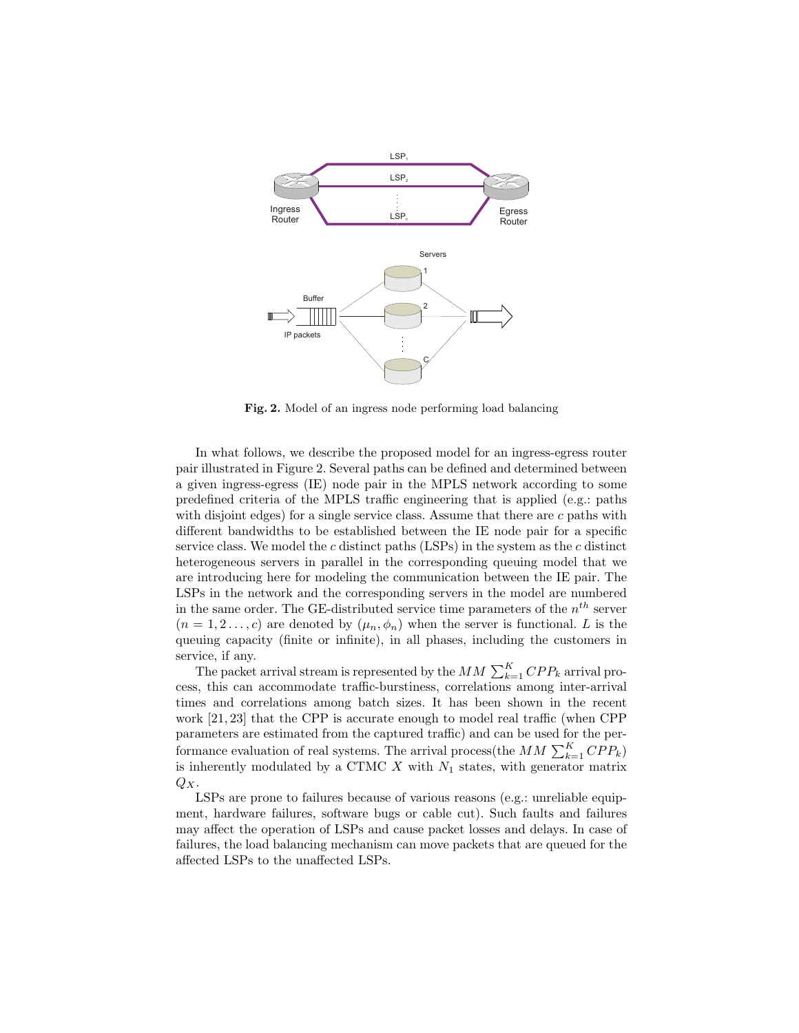**Fig. 2.** Model of an ingress node performing load balancing

In what follows, we describe the proposed model for an ingress-egress router pair illustrated in Figure 2. Several paths can be defined and determined between a given ingress-egress (IE) node pair in the MPLS network according to some predefined criteria of the MPLS traffic engineering that is applied (e.g.: paths with disjoint edges) for a single service class. Assume that there are $c$ paths with different bandwidths to be established between the IE node pair for a specific service class. We model the $c$ distinct paths (LSPs) in the system as the $c$ distinct heterogeneous servers in parallel in the corresponding queuing model that we are introducing here for modeling the communication between the IE pair. The LSPs in the network and the corresponding servers in the model are numbered in the same order. The GE-distributed service time parameters of the $n^{th}$ server $(n = 1, 2 \dots, c)$ are denoted by $(\mu_n, \phi_n)$ when the server is functional. $L$ is the queuing capacity (finite or infinite), in all phases, including the customers in service, if any.

The packet arrival stream is represented by the $MM \sum_{k=1}^{K} CPP_k$ arrival process, this can accommodate traffic-burstiness, correlations among inter-arrival times and correlations among batch sizes. It has been shown in the recent work [21, 23] that the CPP is accurate enough to model real traffic (when CPP parameters are estimated from the captured traffic) and can be used for the performance evaluation of real systems. The arrival process(the $MM \sum_{k=1}^{K} CPP_k$) is inherently modulated by a CTMC $X$ with $N_1$ states, with generator matrix $Q_X$.

LSPs are prone to failures because of various reasons (e.g.: unreliable equipment, hardware failures, software bugs or cable cut). Such faults and failures may affect the operation of LSPs and cause packet losses and delays. In case of failures, the load balancing mechanism can move packets that are queued for the affected LSPs to the unaffected LSPs.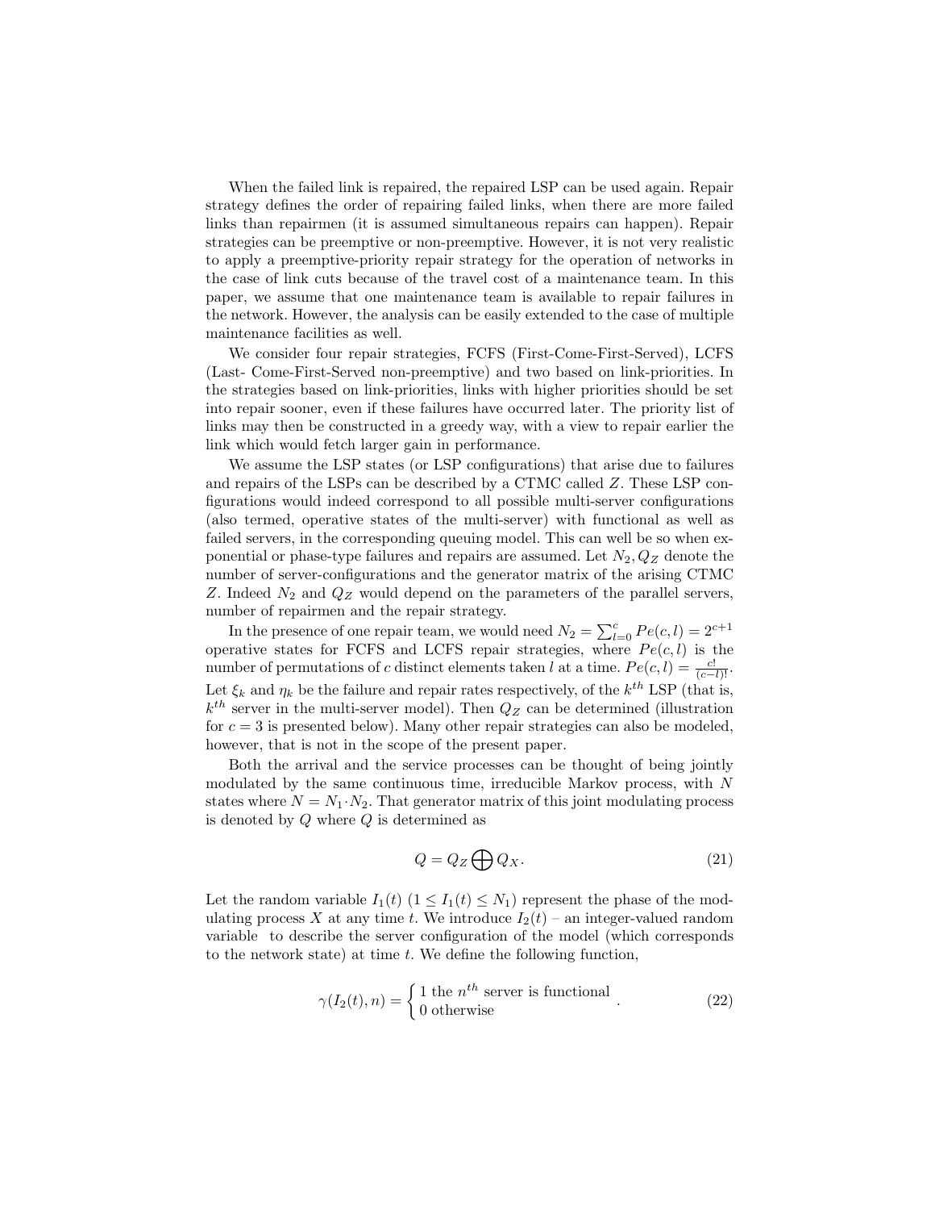When the failed link is repaired, the repaired LSP can be used again. Repair strategy defines the order of repairing failed links, when there are more failed links than repairmen (it is assumed simultaneous repairs can happen). Repair strategies can be preemptive or non-preemptive. However, it is not very realistic to apply a preemptive-priority repair strategy for the operation of networks in the case of link cuts because of the travel cost of a maintenance team. In this paper, we assume that one maintenance team is available to repair failures in the network. However, the analysis can be easily extended to the case of multiple maintenance facilities as well.

We consider four repair strategies, FCFS (First-Come-First-Served), LCFS (Last- Come-First-Served non-preemptive) and two based on link-priorities. In the strategies based on link-priorities, links with higher priorities should be set into repair sooner, even if these failures have occurred later. The priority list of links may then be constructed in a greedy way, with a view to repair earlier the link which would fetch larger gain in performance.

We assume the LSP states (or LSP configurations) that arise due to failures and repairs of the LSPs can be described by a CTMC called $Z$. These LSP configurations would indeed correspond to all possible multi-server configurations (also termed, operative states of the multi-server) with functional as well as failed servers, in the corresponding queuing model. This can well be so when exponential or phase-type failures and repairs are assumed. Let $N_2, Q_Z$ denote the number of server-configurations and the generator matrix of the arising CTMC $Z$. Indeed $N_2$ and $Q_Z$ would depend on the parameters of the parallel servers, number of repairmen and the repair strategy.

In the presence of one repair team, we would need $N_2 = \sum_{l=0}^{c} Pe(c,l) = 2^{c+1}$ operative states for FCFS and LCFS repair strategies, where $Pe(c,l)$ is the number of permutations of $c$ distinct elements taken $l$ at a time. $Pe(c,l) = \frac{c!}{(c-l)!}$. Let $\xi_k$ and $\eta_k$ be the failure and repair rates respectively, of the $k^{th}$ LSP (that is, $k^{th}$ server in the multi-server model). Then $Q_Z$ can be determined (illustration for $c = 3$ is presented below). Many other repair strategies can also be modeled, however, that is not in the scope of the present paper.

Both the arrival and the service processes can be thought of being jointly modulated by the same continuous time, irreducible Markov process, with $N$ states where $N = N_1 \cdot N_2$. That generator matrix of this joint modulating process is denoted by $Q$ where $Q$ is determined as

$$Q = Q_Z \bigoplus Q_X. \tag{21}$$

Let the random variable $I_1(t)$ $(1 \leq I_1(t) \leq N_1)$ represent the phase of the modulating process $X$ at any time $t$. We introduce $I_2(t)$ – an integer-valued random variable to describe the server configuration of the model (which corresponds to the network state) at time $t$. We define the following function,

$$\gamma(I_2(t), n) = \begin{cases} 1 \text{ the } n^{th} \text{ server is functional} \\ 0 \text{ otherwise} \end{cases}. \tag{22}$$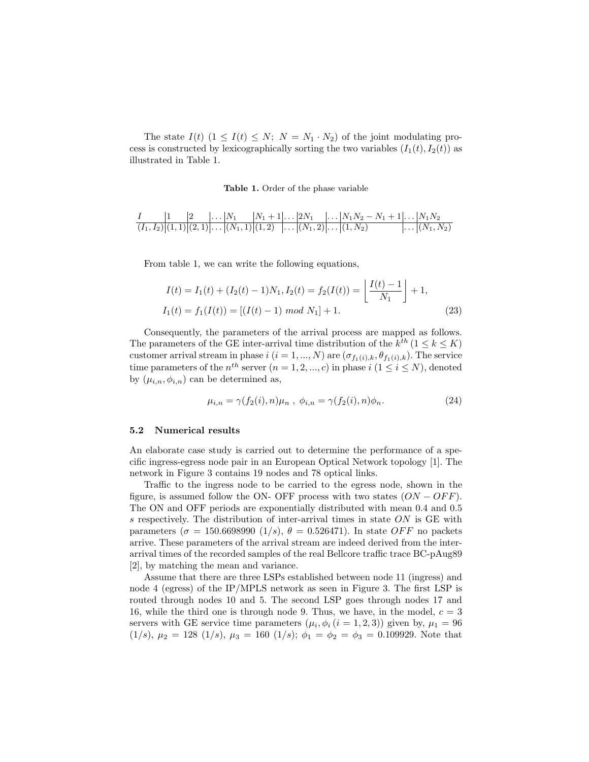The state $I(t)$ $(1 \leq I(t) \leq N;\ N = N_1 \cdot N_2)$ of the joint modulating process is constructed by lexicographically sorting the two variables $(I_1(t), I_2(t))$ as illustrated in Table 1.

**Table 1.** Order of the phase variable

| $I$ | 1 | 2 | ... | $N_1$ | $N_1+1$ | ... | $2N_1$ | ... | $N_1N_2 - N_1 + 1$ | ... | $N_1N_2$ |
|---|---|---|---|---|---|---|---|---|---|---|---|
| $(I_1, I_2)$ | $(1,1)$ | $(2,1)$ | ... | $(N_1,1)$ | $(1,2)$ | ... | $(N_1,2)$ | ... | $(1,N_2)$ | ... | $(N_1,N_2)$ |

From table 1, we can write the following equations,

$$I(t) = I_1(t) + (I_2(t) - 1)N_1, I_2(t) = f_2(I(t)) = \left\lfloor \frac{I(t) - 1}{N_1} \right\rfloor + 1,$$
$$I_1(t) = f_1(I(t)) = [(I(t) - 1)\ mod\ N_1] + 1. \tag{23}$$

Consequently, the parameters of the arrival process are mapped as follows. The parameters of the GE inter-arrival time distribution of the $k^{th}$ $(1 \leq k \leq K)$ customer arrival stream in phase $i$ $(i = 1, ..., N)$ are $(\sigma_{f_1(i),k}, \theta_{f_1(i),k})$. The service time parameters of the $n^{th}$ server $(n = 1, 2, ..., c)$ in phase $i$ $(1 \leq i \leq N)$, denoted by $(\mu_{i,n}, \phi_{i,n})$ can be determined as,

$$\mu_{i,n} = \gamma(f_2(i), n)\mu_n\ ,\ \phi_{i,n} = \gamma(f_2(i), n)\phi_n. \tag{24}$$

### 5.2 Numerical results

An elaborate case study is carried out to determine the performance of a specific ingress-egress node pair in an European Optical Network topology [1]. The network in Figure 3 contains 19 nodes and 78 optical links.

Traffic to the ingress node to be carried to the egress node, shown in the figure, is assumed follow the ON- OFF process with two states $(ON - OFF)$. The ON and OFF periods are exponentially distributed with mean 0.4 and 0.5 $s$ respectively. The distribution of inter-arrival times in state $ON$ is GE with parameters ($\sigma = 150.6698990$ $(1/s)$, $\theta = 0.526471$). In state $OFF$ no packets arrive. These parameters of the arrival stream are indeed derived from the inter-arrival times of the recorded samples of the real Bellcore traffic trace BC-pAug89 [2], by matching the mean and variance.

Assume that there are three LSPs established between node 11 (ingress) and node 4 (egress) of the IP/MPLS network as seen in Figure 3. The first LSP is routed through nodes 10 and 5. The second LSP goes through nodes 17 and 16, while the third one is through node 9. Thus, we have, in the model, $c = 3$ servers with GE service time parameters $(\mu_i, \phi_i\ (i = 1, 2, 3))$ given by, $\mu_1 = 96$ $(1/s)$, $\mu_2 = 128$ $(1/s)$, $\mu_3 = 160$ $(1/s)$; $\phi_1 = \phi_2 = \phi_3 = 0.109929$. Note that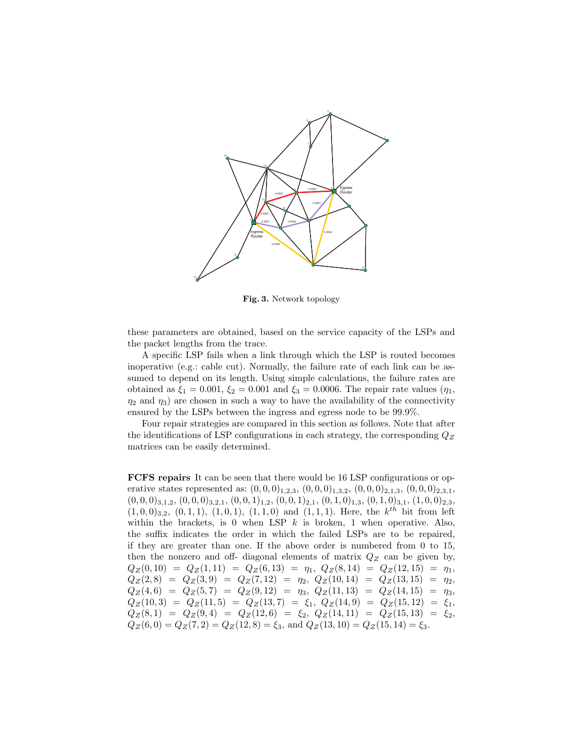**Fig. 3.** Network topology

these parameters are obtained, based on the service capacity of the LSPs and the packet lengths from the trace.

A specific LSP fails when a link through which the LSP is routed becomes inoperative (e.g.: cable cut). Normally, the failure rate of each link can be assumed to depend on its length. Using simple calculations, the failure rates are obtained as $\xi_1 = 0.001$, $\xi_2 = 0.001$ and $\xi_3 = 0.0006$. The repair rate values ($\eta_1$, $\eta_2$ and $\eta_3$) are chosen in such a way to have the availability of the connectivity ensured by the LSPs between the ingress and egress node to be 99.9%.

Four repair strategies are compared in this section as follows. Note that after the identifications of LSP configurations in each strategy, the corresponding $Q_Z$ matrices can be easily determined.

**FCFS repairs** It can be seen that there would be 16 LSP configurations or operative states represented as: $(0,0,0)_{1,2,3}$, $(0,0,0)_{1,3,2}$, $(0,0,0)_{2,1,3}$, $(0,0,0)_{2,3,1}$, $(0,0,0)_{3,1,2}$, $(0,0,0)_{3,2,1}$, $(0,0,1)_{1,2}$, $(0,0,1)_{2,1}$, $(0,1,0)_{1,3}$, $(0,1,0)_{3,1}$, $(1,0,0)_{2,3}$, $(1,0,0)_{3,2}$, $(0,1,1)$, $(1,0,1)$, $(1,1,0)$ and $(1,1,1)$. Here, the $k^{th}$ bit from left within the brackets, is 0 when LSP $k$ is broken, 1 when operative. Also, the suffix indicates the order in which the failed LSPs are to be repaired, if they are greater than one. If the above order is numbered from 0 to 15, then the nonzero and off- diagonal elements of matrix $Q_Z$ can be given by, $Q_Z(0,10) = Q_Z(1,11) = Q_Z(6,13) = \eta_1$, $Q_Z(8,14) = Q_Z(12,15) = \eta_1$, $Q_Z(2,8) = Q_Z(3,9) = Q_Z(7,12) = \eta_2$, $Q_Z(10,14) = Q_Z(13,15) = \eta_2$, $Q_Z(4,6) = Q_Z(5,7) = Q_Z(9,12) = \eta_3$, $Q_Z(11,13) = Q_Z(14,15) = \eta_3$, $Q_Z(10,3) = Q_Z(11,5) = Q_Z(13,7) = \xi_1$, $Q_Z(14,9) = Q_Z(15,12) = \xi_1$, $Q_Z(8,1) = Q_Z(9,4) = Q_Z(12,6) = \xi_2$, $Q_Z(14,11) = Q_Z(15,13) = \xi_2$, $Q_Z(6,0) = Q_Z(7,2) = Q_Z(12,8) = \xi_3$, and $Q_Z(13,10) = Q_Z(15,14) = \xi_3$.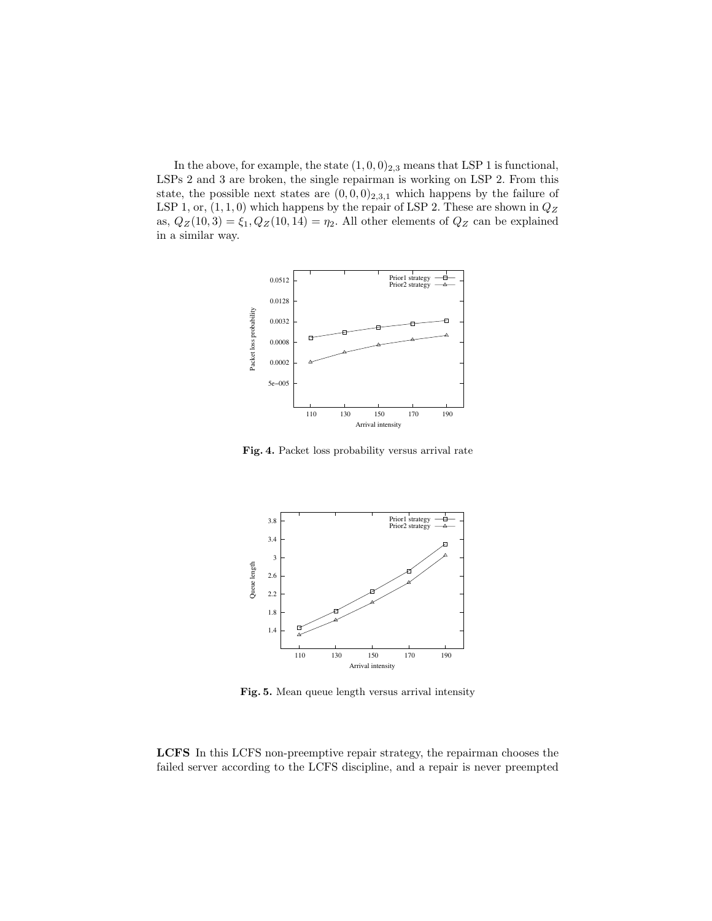In the above, for example, the state $(1, 0, 0)_{2,3}$ means that LSP 1 is functional, LSPs 2 and 3 are broken, the single repairman is working on LSP 2. From this state, the possible next states are $(0, 0, 0)_{2,3,1}$ which happens by the failure of LSP 1, or, $(1, 1, 0)$ which happens by the repair of LSP 2. These are shown in $Q_Z$ as, $Q_Z(10, 3) = \xi_1, Q_Z(10, 14) = \eta_2$. All other elements of $Q_Z$ can be explained in a similar way.

**Fig. 4.** Packet loss probability versus arrival rate

**Fig. 5.** Mean queue length versus arrival intensity

**LCFS** In this LCFS non-preemptive repair strategy, the repairman chooses the failed server according to the LCFS discipline, and a repair is never preempted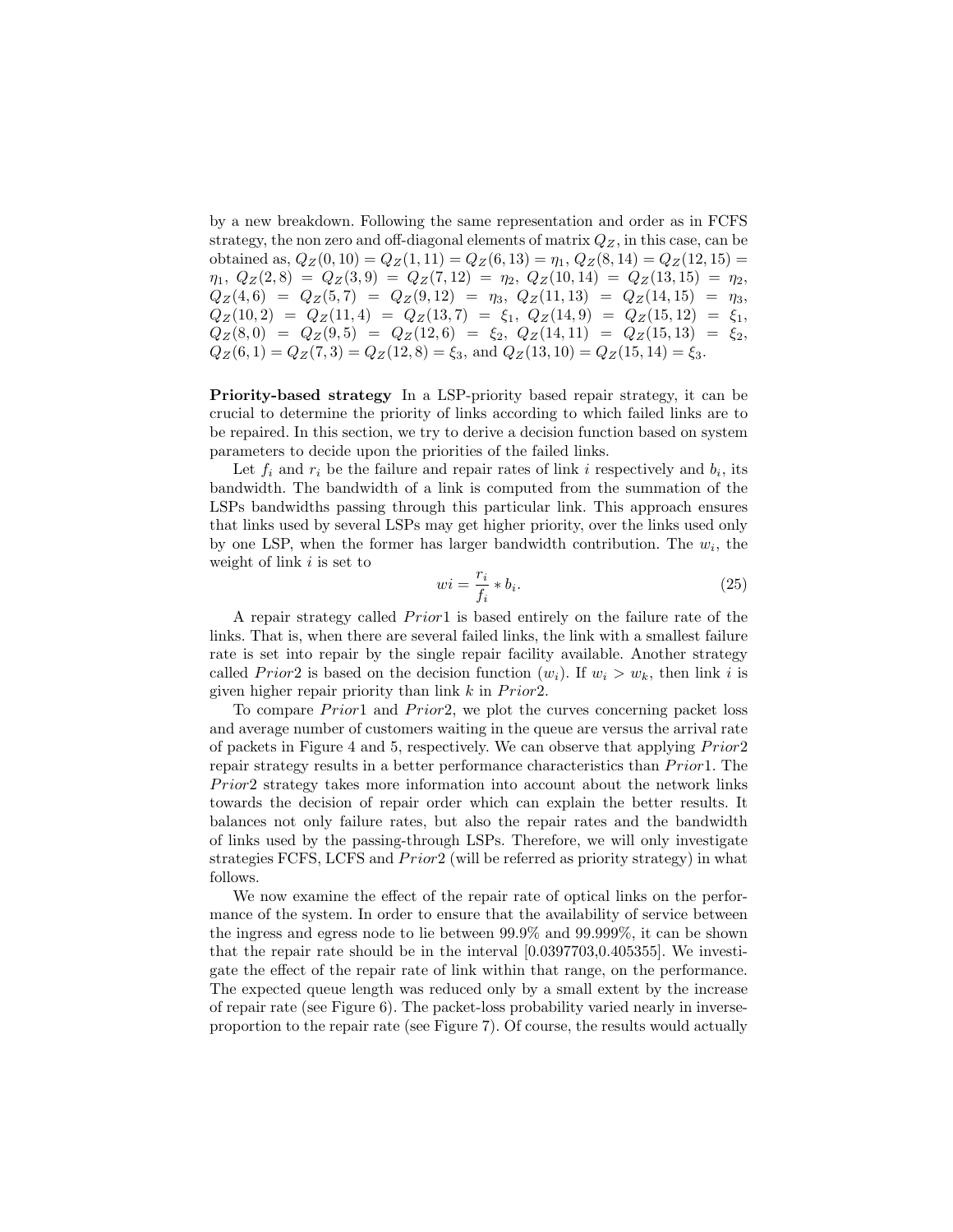by a new breakdown. Following the same representation and order as in FCFS strategy, the non zero and off-diagonal elements of matrix $Q_Z$, in this case, can be obtained as, $Q_Z(0,10) = Q_Z(1,11) = Q_Z(6,13) = \eta_1$, $Q_Z(8,14) = Q_Z(12,15) = \eta_1$, $Q_Z(2,8) = Q_Z(3,9) = Q_Z(7,12) = \eta_2$, $Q_Z(10,14) = Q_Z(13,15) = \eta_2$, $Q_Z(4,6) = Q_Z(5,7) = Q_Z(9,12) = \eta_3$, $Q_Z(11,13) = Q_Z(14,15) = \eta_3$, $Q_Z(10,2) = Q_Z(11,4) = Q_Z(13,7) = \xi_1$, $Q_Z(14,9) = Q_Z(15,12) = \xi_1$, $Q_Z(8,0) = Q_Z(9,5) = Q_Z(12,6) = \xi_2$, $Q_Z(14,11) = Q_Z(15,13) = \xi_2$, $Q_Z(6,1) = Q_Z(7,3) = Q_Z(12,8) = \xi_3$, and $Q_Z(13,10) = Q_Z(15,14) = \xi_3$.

**Priority-based strategy** In a LSP-priority based repair strategy, it can be crucial to determine the priority of links according to which failed links are to be repaired. In this section, we try to derive a decision function based on system parameters to decide upon the priorities of the failed links.

Let $f_i$ and $r_i$ be the failure and repair rates of link $i$ respectively and $b_i$, its bandwidth. The bandwidth of a link is computed from the summation of the LSPs bandwidths passing through this particular link. This approach ensures that links used by several LSPs may get higher priority, over the links used only by one LSP, when the former has larger bandwidth contribution. The $w_i$, the weight of link $i$ is set to

$$wi = \frac{r_i}{f_i} * b_i. \tag{25}$$

A repair strategy called $Prior1$ is based entirely on the failure rate of the links. That is, when there are several failed links, the link with a smallest failure rate is set into repair by the single repair facility available. Another strategy called $Prior2$ is based on the decision function ($w_i$). If $w_i > w_k$, then link $i$ is given higher repair priority than link $k$ in $Prior2$.

To compare $Prior1$ and $Prior2$, we plot the curves concerning packet loss and average number of customers waiting in the queue are versus the arrival rate of packets in Figure 4 and 5, respectively. We can observe that applying $Prior2$ repair strategy results in a better performance characteristics than $Prior1$. The $Prior2$ strategy takes more information into account about the network links towards the decision of repair order which can explain the better results. It balances not only failure rates, but also the repair rates and the bandwidth of links used by the passing-through LSPs. Therefore, we will only investigate strategies FCFS, LCFS and $Prior2$ (will be referred as priority strategy) in what follows.

We now examine the effect of the repair rate of optical links on the performance of the system. In order to ensure that the availability of service between the ingress and egress node to lie between 99.9% and 99.999%, it can be shown that the repair rate should be in the interval [0.0397703,0.405355]. We investigate the effect of the repair rate of link within that range, on the performance. The expected queue length was reduced only by a small extent by the increase of repair rate (see Figure 6). The packet-loss probability varied nearly in inverse-proportion to the repair rate (see Figure 7). Of course, the results would actually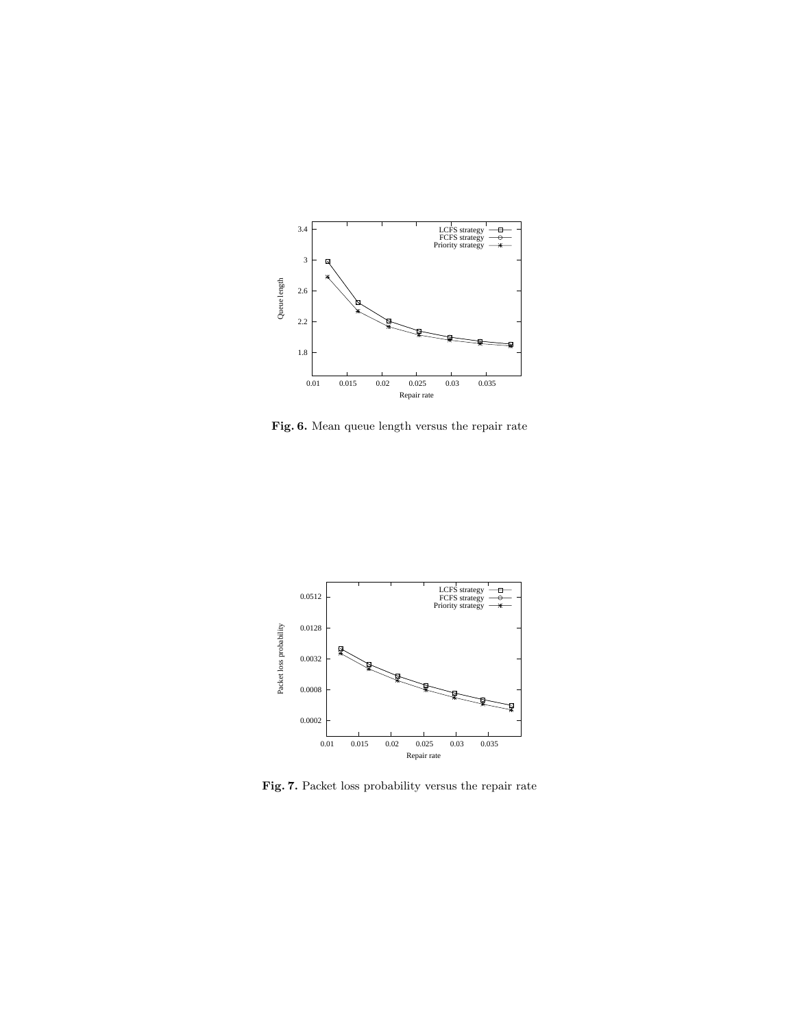**Fig. 6.** Mean queue length versus the repair rate

**Fig. 7.** Packet loss probability versus the repair rate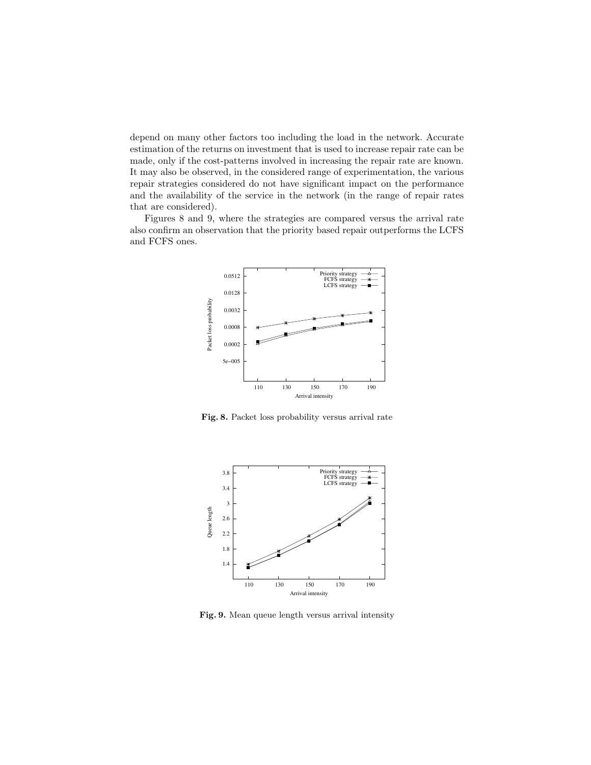depend on many other factors too including the load in the network. Accurate estimation of the returns on investment that is used to increase repair rate can be made, only if the cost-patterns involved in increasing the repair rate are known. It may also be observed, in the considered range of experimentation, the various repair strategies considered do not have significant impact on the performance and the availability of the service in the network (in the range of repair rates that are considered).

Figures 8 and 9, where the strategies are compared versus the arrival rate also confirm an observation that the priority based repair outperforms the LCFS and FCFS ones.

**Fig. 8.** Packet loss probability versus arrival rate

**Fig. 9.** Mean queue length versus arrival intensity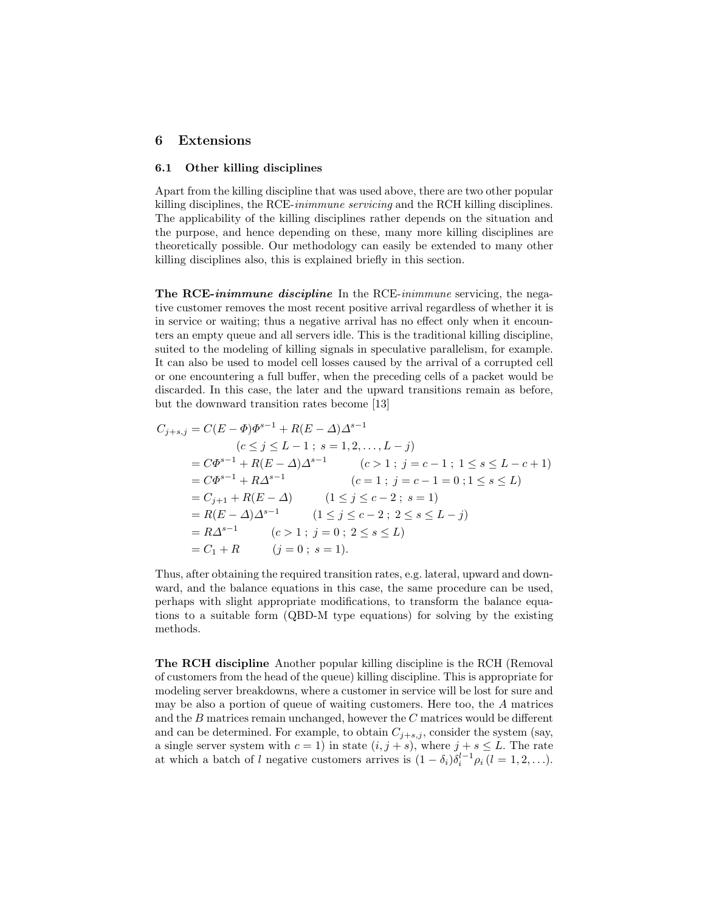## 6 Extensions

### 6.1 Other killing disciplines

Apart from the killing discipline that was used above, there are two other popular killing disciplines, the RCE-*inimmune servicing* and the RCH killing disciplines. The applicability of the killing disciplines rather depends on the situation and the purpose, and hence depending on these, many more killing disciplines are theoretically possible. Our methodology can easily be extended to many other killing disciplines also, this is explained briefly in this section.

**The RCE-*inimmune* discipline** In the RCE-*inimmune* servicing, the negative customer removes the most recent positive arrival regardless of whether it is in service or waiting; thus a negative arrival has no effect only when it encounters an empty queue and all servers idle. This is the traditional killing discipline, suited to the modeling of killing signals in speculative parallelism, for example. It can also be used to model cell losses caused by the arrival of a corrupted cell or one encountering a full buffer, when the preceding cells of a packet would be discarded. In this case, the later and the upward transitions remain as before, but the downward transition rates become [13]

$$
\begin{aligned}
C_{j+s,j} &= C(E-\Phi)\Phi^{s-1} + R(E-\Delta)\Delta^{s-1} \\
&\qquad (c \le j \le L-1\ ;\ s = 1,2,\ldots,L-j) \\
&= C\Phi^{s-1} + R(E-\Delta)\Delta^{s-1} \qquad (c > 1\ ;\ j = c-1\ ;\ 1 \le s \le L-c+1) \\
&= C\Phi^{s-1} + R\Delta^{s-1} \qquad (c = 1\ ;\ j = c-1 = 0\ ; 1 \le s \le L) \\
&= C_{j+1} + R(E-\Delta) \qquad (1 \le j \le c-2\ ;\ s = 1) \\
&= R(E-\Delta)\Delta^{s-1} \qquad (1 \le j \le c-2\ ;\ 2 \le s \le L-j) \\
&= R\Delta^{s-1} \qquad (c > 1\ ;\ j = 0\ ;\ 2 \le s \le L) \\
&= C_1 + R \qquad (j = 0\ ;\ s = 1).
\end{aligned}
$$

Thus, after obtaining the required transition rates, e.g. lateral, upward and downward, and the balance equations in this case, the same procedure can be used, perhaps with slight appropriate modifications, to transform the balance equations to a suitable form (QBD-M type equations) for solving by the existing methods.

**The RCH discipline** Another popular killing discipline is the RCH (Removal of customers from the head of the queue) killing discipline. This is appropriate for modeling server breakdowns, where a customer in service will be lost for sure and may be also a portion of queue of waiting customers. Here too, the $A$ matrices and the $B$ matrices remain unchanged, however the $C$ matrices would be different and can be determined. For example, to obtain $C_{j+s,j}$, consider the system (say, a single server system with $c = 1$) in state $(i, j+s)$, where $j + s \le L$. The rate at which a batch of $l$ negative customers arrives is $(1-\delta_i)\delta_i^{l-1}\rho_i\ (l = 1,2,\ldots)$.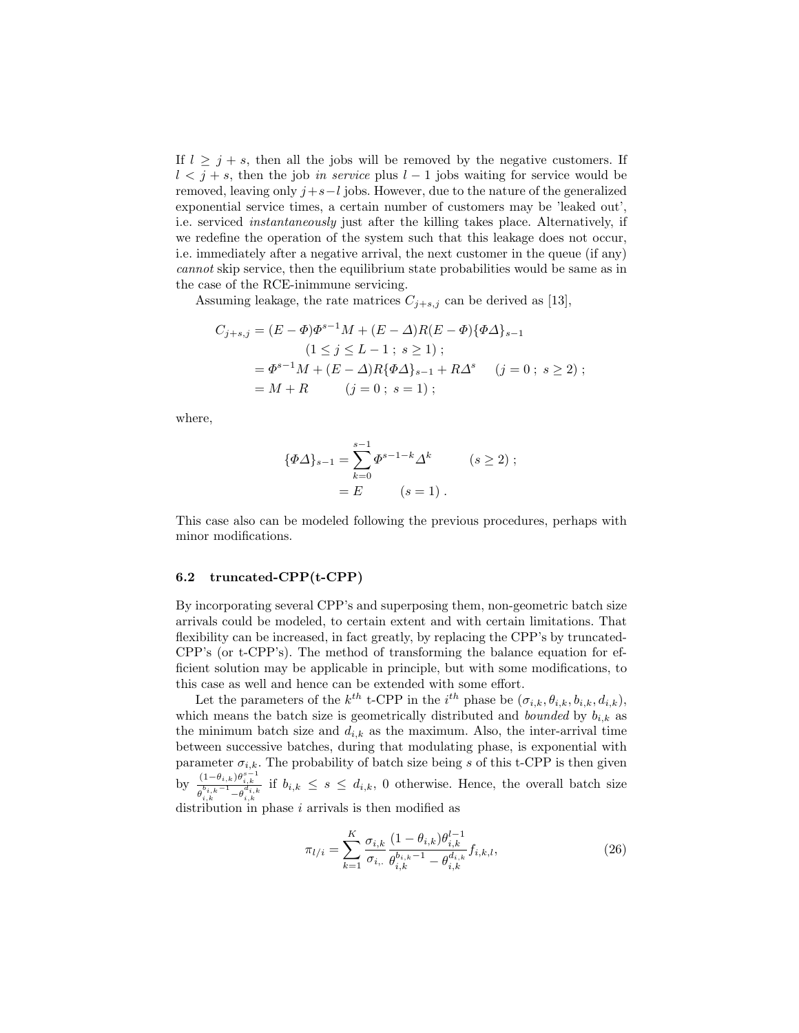If $l \geq j + s$, then all the jobs will be removed by the negative customers. If $l < j + s$, then the job *in service* plus $l - 1$ jobs waiting for service would be removed, leaving only $j+s-l$ jobs. However, due to the nature of the generalized exponential service times, a certain number of customers may be 'leaked out', i.e. serviced *instantaneously* just after the killing takes place. Alternatively, if we redefine the operation of the system such that this leakage does not occur, i.e. immediately after a negative arrival, the next customer in the queue (if any) *cannot* skip service, then the equilibrium state probabilities would be same as in the case of the RCE-inimmune servicing.

Assuming leakage, the rate matrices $C_{j+s,j}$ can be derived as [13],

$$
\begin{aligned}
C_{j+s,j} &= (E - \Phi)\Phi^{s-1}M + (E - \Delta)R(E - \Phi)\{\Phi\Delta\}_{s-1} \\
&\qquad (1 \leq j \leq L-1 \; ; \; s \geq 1) \; ; \\
&= \Phi^{s-1}M + (E - \Delta)R\{\Phi\Delta\}_{s-1} + R\Delta^{s} \qquad (j = 0 \; ; \; s \geq 2) \; ; \\
&= M + R \qquad (j = 0 \; ; \; s = 1) \; ;
\end{aligned}
$$

where,

$$
\begin{aligned}
\{\Phi\Delta\}_{s-1} &= \sum_{k=0}^{s-1} \Phi^{s-1-k}\Delta^{k} \qquad (s \geq 2) \; ; \\
&= E \qquad (s = 1) \; .
\end{aligned}
$$

This case also can be modeled following the previous procedures, perhaps with minor modifications.

### 6.2 truncated-CPP(t-CPP)

By incorporating several CPP's and superposing them, non-geometric batch size arrivals could be modeled, to certain extent and with certain limitations. That flexibility can be increased, in fact greatly, by replacing the CPP's by truncated-CPP's (or t-CPP's). The method of transforming the balance equation for efficient solution may be applicable in principle, but with some modifications, to this case as well and hence can be extended with some effort.

Let the parameters of the $k^{th}$ t-CPP in the $i^{th}$ phase be $(\sigma_{i,k}, \theta_{i,k}, b_{i,k}, d_{i,k})$, which means the batch size is geometrically distributed and *bounded* by $b_{i,k}$ as the minimum batch size and $d_{i,k}$ as the maximum. Also, the inter-arrival time between successive batches, during that modulating phase, is exponential with parameter $\sigma_{i,k}$. The probability of batch size being $s$ of this t-CPP is then given by $\frac{(1-\theta_{i,k})\theta_{i,k}^{s-1}}{\theta_{i,k}^{b_{i,k}-1} - \theta_{i,k}^{d_{i,k}}}$ if $b_{i,k} \leq s \leq d_{i,k}$, 0 otherwise. Hence, the overall batch size distribution in phase $i$ arrivals is then modified as

$$
\pi_{l/i} = \sum_{k=1}^{K} \frac{\sigma_{i,k}}{\sigma_{i,.}} \frac{(1-\theta_{i,k})\theta_{i,k}^{l-1}}{\theta_{i,k}^{b_{i,k}-1} - \theta_{i,k}^{d_{i,k}}} f_{i,k,l}, \tag{26}
$$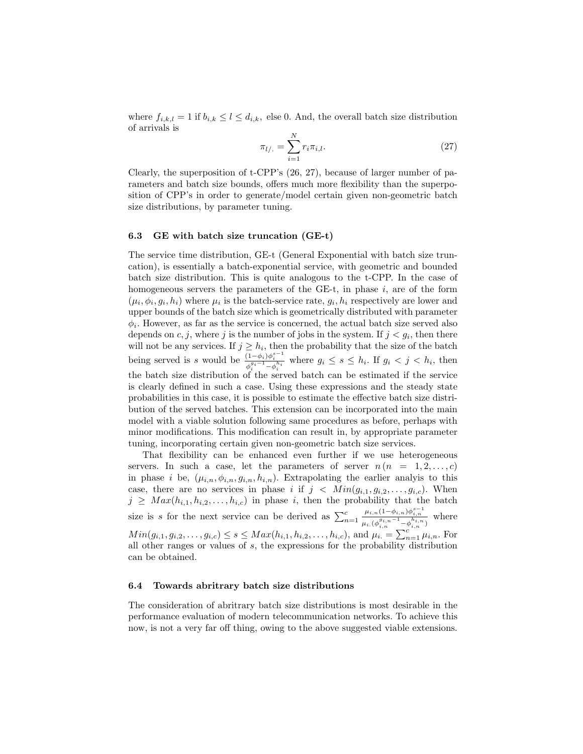where $f_{i,k,l} = 1$ if $b_{i,k} \leq l \leq d_{i,k}$, else 0. And, the overall batch size distribution of arrivals is

$$\pi_{l/.} = \sum_{i=1}^{N} r_i \pi_{i,l}. \tag{27}$$

Clearly, the superposition of t-CPP's (26, 27), because of larger number of parameters and batch size bounds, offers much more flexibility than the superposition of CPP's in order to generate/model certain given non-geometric batch size distributions, by parameter tuning.

### 6.3 GE with batch size truncation (GE-t)

The service time distribution, GE-t (General Exponential with batch size truncation), is essentially a batch-exponential service, with geometric and bounded batch size distribution. This is quite analogous to the t-CPP. In the case of homogeneous servers the parameters of the GE-t, in phase $i$, are of the form $(\mu_i, \phi_i, g_i, h_i)$ where $\mu_i$ is the batch-service rate, $g_i, h_i$ respectively are lower and upper bounds of the batch size which is geometrically distributed with parameter $\phi_i$. However, as far as the service is concerned, the actual batch size served also depends on $c, j$, where $j$ is the number of jobs in the system. If $j < g_i$, then there will not be any services. If $j \geq h_i$, then the probability that the size of the batch being served is $s$ would be $\frac{(1-\phi_i)\phi_i^{s-1}}{\phi_i^{g_i-1} - \phi_i^{h_i}}$ where $g_i \leq s \leq h_i$. If $g_i < j < h_i$, then the batch size distribution of the served batch can be estimated if the service is clearly defined in such a case. Using these expressions and the steady state probabilities in this case, it is possible to estimate the effective batch size distribution of the served batches. This extension can be incorporated into the main model with a viable solution following same procedures as before, perhaps with minor modifications. This modification can result in, by appropriate parameter tuning, incorporating certain given non-geometric batch size services.

That flexibility can be enhanced even further if we use heterogeneous servers. In such a case, let the parameters of server $n \, (n = 1, 2, \ldots, c)$ in phase $i$ be, $(\mu_{i,n}, \phi_{i,n}, g_{i,n}, h_{i,n})$. Extrapolating the earlier analyis to this case, there are no services in phase $i$ if $j < Min(g_{i,1}, g_{i,2}, \ldots, g_{i,c})$. When $j \geq Max(h_{i,1}, h_{i,2}, \ldots, h_{i,c})$ in phase $i$, then the probability that the batch size is $s$ for the next service can be derived as $\sum_{n=1}^{c} \frac{\mu_{i,n}(1-\phi_{i,n})\phi_{i,n}^{s-1}}{\mu_{i.}(\phi_{i,n}^{g_{i,n}-1} - \phi_{i,n}^{h_{i,n}})}$ where $Min(g_{i,1}, g_{i,2}, \ldots, g_{i,c}) \leq s \leq Max(h_{i,1}, h_{i,2}, \ldots, h_{i,c})$, and $\mu_{i.} = \sum_{n=1}^{c} \mu_{i,n}$. For all other ranges or values of $s$, the expressions for the probability distribution can be obtained.

### 6.4 Towards abritrary batch size distributions

The consideration of abritrary batch size distributions is most desirable in the performance evaluation of modern telecommunication networks. To achieve this now, is not a very far off thing, owing to the above suggested viable extensions.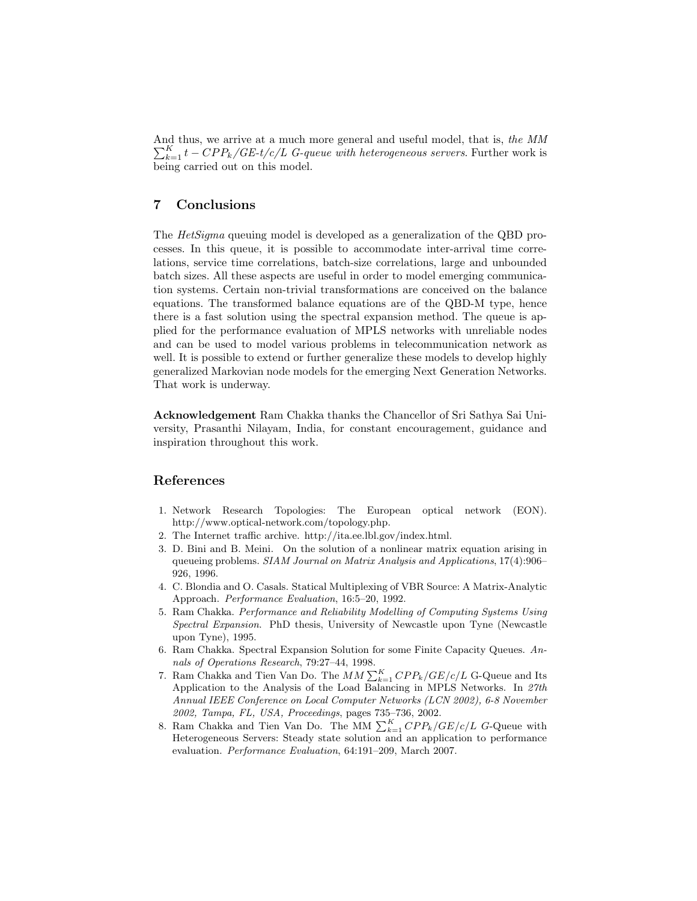And thus, we arrive at a much more general and useful model, that is, *the MM* $\sum_{k=1}^{K} t - CPP_k/GE\text{-}t/c/L$ *G-queue with heterogeneous servers*. Further work is being carried out on this model.

## 7 Conclusions

The *HetSigma* queuing model is developed as a generalization of the QBD processes. In this queue, it is possible to accommodate inter-arrival time correlations, service time correlations, batch-size correlations, large and unbounded batch sizes. All these aspects are useful in order to model emerging communication systems. Certain non-trivial transformations are conceived on the balance equations. The transformed balance equations are of the QBD-M type, hence there is a fast solution using the spectral expansion method. The queue is applied for the performance evaluation of MPLS networks with unreliable nodes and can be used to model various problems in telecommunication network as well. It is possible to extend or further generalize these models to develop highly generalized Markovian node models for the emerging Next Generation Networks. That work is underway.

**Acknowledgement** Ram Chakka thanks the Chancellor of Sri Sathya Sai University, Prasanthi Nilayam, India, for constant encouragement, guidance and inspiration throughout this work.

## References

1. Network Research Topologies: The European optical network (EON). http://www.optical-network.com/topology.php.
2. The Internet traffic archive. http://ita.ee.lbl.gov/index.html.
3. D. Bini and B. Meini. On the solution of a nonlinear matrix equation arising in queueing problems. *SIAM Journal on Matrix Analysis and Applications*, 17(4):906–926, 1996.
4. C. Blondia and O. Casals. Statical Multiplexing of VBR Source: A Matrix-Analytic Approach. *Performance Evaluation*, 16:5–20, 1992.
5. Ram Chakka. *Performance and Reliability Modelling of Computing Systems Using Spectral Expansion*. PhD thesis, University of Newcastle upon Tyne (Newcastle upon Tyne), 1995.
6. Ram Chakka. Spectral Expansion Solution for some Finite Capacity Queues. *Annals of Operations Research*, 79:27–44, 1998.
7. Ram Chakka and Tien Van Do. The $MM \sum_{k=1}^{K} CPP_k/GE/c/L$ G-Queue and Its Application to the Analysis of the Load Balancing in MPLS Networks. In *27th Annual IEEE Conference on Local Computer Networks (LCN 2002), 6-8 November 2002, Tampa, FL, USA, Proceedings*, pages 735–736, 2002.
8. Ram Chakka and Tien Van Do. The MM $\sum_{k=1}^{K} CPP_k/GE/c/L$ *G*-Queue with Heterogeneous Servers: Steady state solution and an application to performance evaluation. *Performance Evaluation*, 64:191–209, March 2007.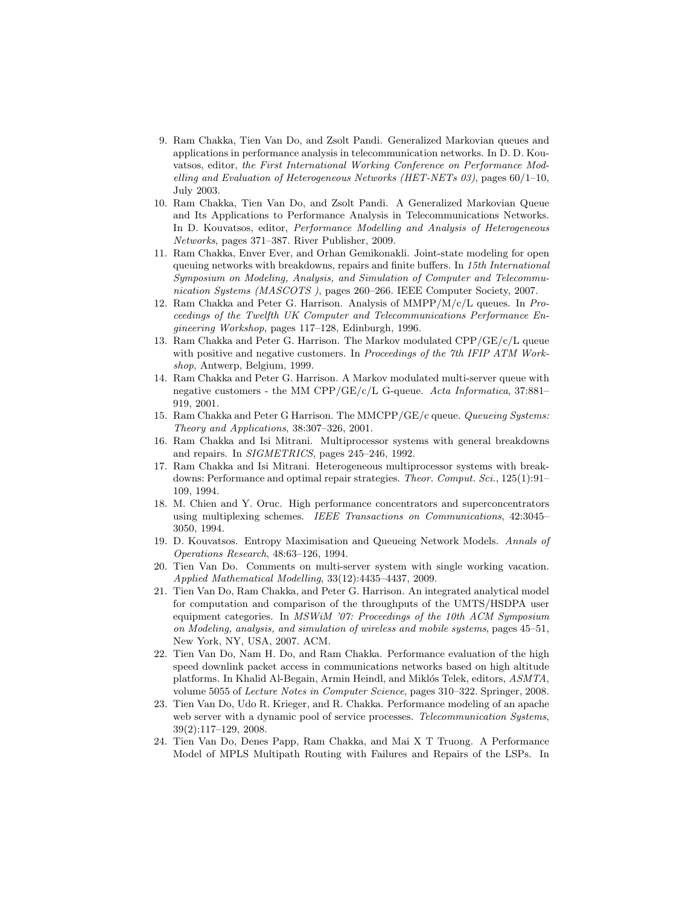9. Ram Chakka, Tien Van Do, and Zsolt Pandi. Generalized Markovian queues and applications in performance analysis in telecommunication networks. In D. D. Kouvatsos, editor, *the First International Working Conference on Performance Modelling and Evaluation of Heterogeneous Networks (HET-NETs 03)*, pages 60/1–10, July 2003.
10. Ram Chakka, Tien Van Do, and Zsolt Pandi. A Generalized Markovian Queue and Its Applications to Performance Analysis in Telecommunications Networks. In D. Kouvatsos, editor, *Performance Modelling and Analysis of Heterogeneous Networks*, pages 371–387. River Publisher, 2009.
11. Ram Chakka, Enver Ever, and Orhan Gemikonakli. Joint-state modeling for open queuing networks with breakdowns, repairs and finite buffers. In *15th International Symposium on Modeling, Analysis, and Simulation of Computer and Telecommunication Systems (MASCOTS )*, pages 260–266. IEEE Computer Society, 2007.
12. Ram Chakka and Peter G. Harrison. Analysis of MMPP/M/c/L queues. In *Proceedings of the Twelfth UK Computer and Telecommunications Performance Engineering Workshop*, pages 117–128, Edinburgh, 1996.
13. Ram Chakka and Peter G. Harrison. The Markov modulated CPP/GE/c/L queue with positive and negative customers. In *Proceedings of the 7th IFIP ATM Workshop*, Antwerp, Belgium, 1999.
14. Ram Chakka and Peter G. Harrison. A Markov modulated multi-server queue with negative customers - the MM CPP/GE/c/L G-queue. *Acta Informatica*, 37:881–919, 2001.
15. Ram Chakka and Peter G Harrison. The MMCPP/GE/c queue. *Queueing Systems: Theory and Applications*, 38:307–326, 2001.
16. Ram Chakka and Isi Mitrani. Multiprocessor systems with general breakdowns and repairs. In *SIGMETRICS*, pages 245–246, 1992.
17. Ram Chakka and Isi Mitrani. Heterogeneous multiprocessor systems with breakdowns: Performance and optimal repair strategies. *Theor. Comput. Sci.*, 125(1):91–109, 1994.
18. M. Chien and Y. Oruc. High performance concentrators and superconcentrators using multiplexing schemes. *IEEE Transactions on Communications*, 42:3045–3050, 1994.
19. D. Kouvatsos. Entropy Maximisation and Queueing Network Models. *Annals of Operations Research*, 48:63–126, 1994.
20. Tien Van Do. Comments on multi-server system with single working vacation. *Applied Mathematical Modelling*, 33(12):4435–4437, 2009.
21. Tien Van Do, Ram Chakka, and Peter G. Harrison. An integrated analytical model for computation and comparison of the throughputs of the UMTS/HSDPA user equipment categories. In *MSWiM '07: Proceedings of the 10th ACM Symposium on Modeling, analysis, and simulation of wireless and mobile systems*, pages 45–51, New York, NY, USA, 2007. ACM.
22. Tien Van Do, Nam H. Do, and Ram Chakka. Performance evaluation of the high speed downlink packet access in communications networks based on high altitude platforms. In Khalid Al-Begain, Armin Heindl, and Miklós Telek, editors, *ASMTA*, volume 5055 of *Lecture Notes in Computer Science*, pages 310–322. Springer, 2008.
23. Tien Van Do, Udo R. Krieger, and R. Chakka. Performance modeling of an apache web server with a dynamic pool of service processes. *Telecommunication Systems*, 39(2):117–129, 2008.
24. Tien Van Do, Denes Papp, Ram Chakka, and Mai X T Truong. A Performance Model of MPLS Multipath Routing with Failures and Repairs of the LSPs. In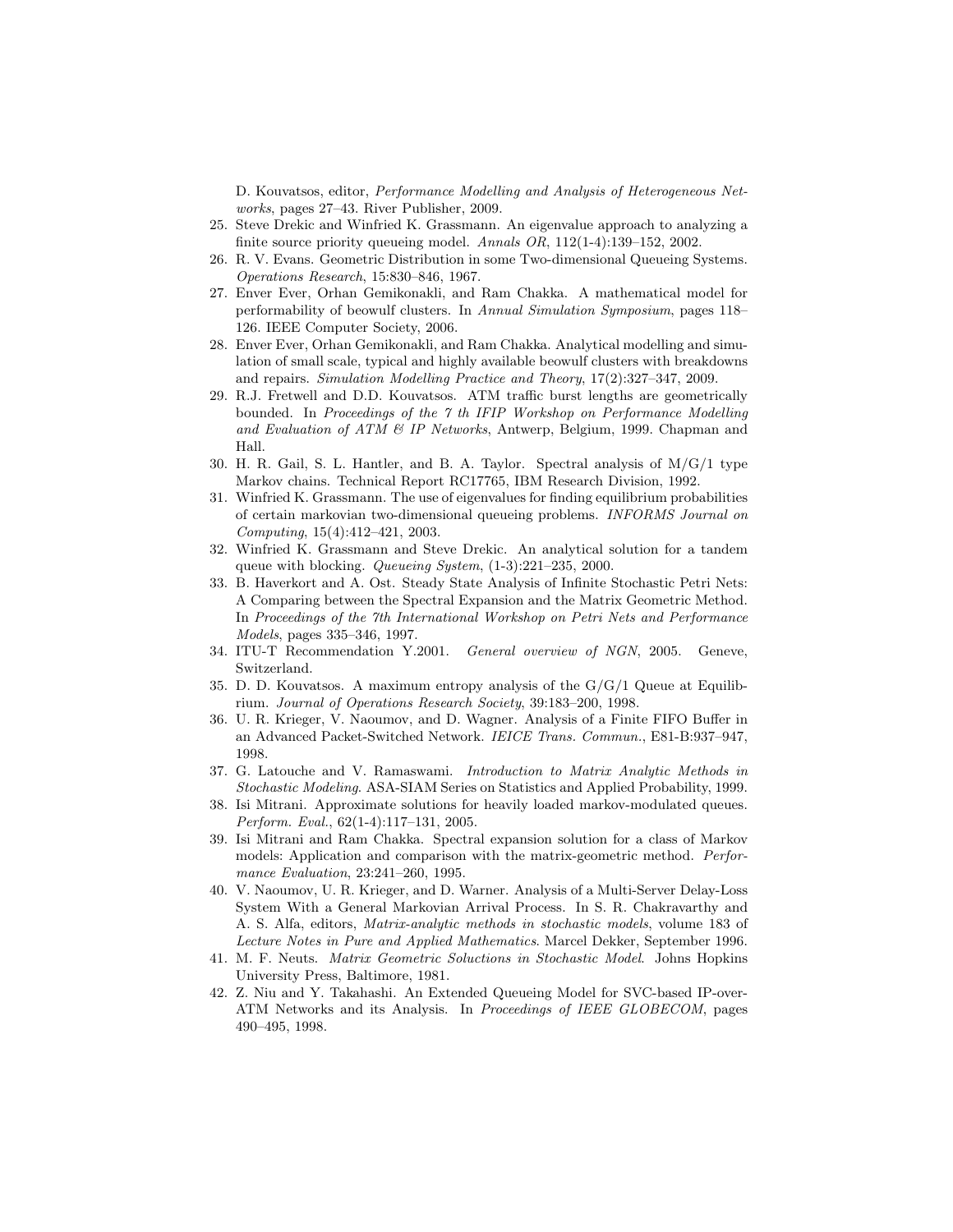D. Kouvatsos, editor, *Performance Modelling and Analysis of Heterogeneous Networks*, pages 27–43. River Publisher, 2009.

25. Steve Drekic and Winfried K. Grassmann. An eigenvalue approach to analyzing a finite source priority queueing model. *Annals OR*, 112(1-4):139–152, 2002.
26. R. V. Evans. Geometric Distribution in some Two-dimensional Queueing Systems. *Operations Research*, 15:830–846, 1967.
27. Enver Ever, Orhan Gemikonakli, and Ram Chakka. A mathematical model for performability of beowulf clusters. In *Annual Simulation Symposium*, pages 118–126. IEEE Computer Society, 2006.
28. Enver Ever, Orhan Gemikonakli, and Ram Chakka. Analytical modelling and simulation of small scale, typical and highly available beowulf clusters with breakdowns and repairs. *Simulation Modelling Practice and Theory*, 17(2):327–347, 2009.
29. R.J. Fretwell and D.D. Kouvatsos. ATM traffic burst lengths are geometrically bounded. In *Proceedings of the 7 th IFIP Workshop on Performance Modelling and Evaluation of ATM & IP Networks*, Antwerp, Belgium, 1999. Chapman and Hall.
30. H. R. Gail, S. L. Hantler, and B. A. Taylor. Spectral analysis of M/G/1 type Markov chains. Technical Report RC17765, IBM Research Division, 1992.
31. Winfried K. Grassmann. The use of eigenvalues for finding equilibrium probabilities of certain markovian two-dimensional queueing problems. *INFORMS Journal on Computing*, 15(4):412–421, 2003.
32. Winfried K. Grassmann and Steve Drekic. An analytical solution for a tandem queue with blocking. *Queueing System*, (1-3):221–235, 2000.
33. B. Haverkort and A. Ost. Steady State Analysis of Infinite Stochastic Petri Nets: A Comparing between the Spectral Expansion and the Matrix Geometric Method. In *Proceedings of the 7th International Workshop on Petri Nets and Performance Models*, pages 335–346, 1997.
34. ITU-T Recommendation Y.2001. *General overview of NGN*, 2005. Geneve, Switzerland.
35. D. D. Kouvatsos. A maximum entropy analysis of the G/G/1 Queue at Equilibrium. *Journal of Operations Research Society*, 39:183–200, 1998.
36. U. R. Krieger, V. Naoumov, and D. Wagner. Analysis of a Finite FIFO Buffer in an Advanced Packet-Switched Network. *IEICE Trans. Commun.*, E81-B:937–947, 1998.
37. G. Latouche and V. Ramaswami. *Introduction to Matrix Analytic Methods in Stochastic Modeling*. ASA-SIAM Series on Statistics and Applied Probability, 1999.
38. Isi Mitrani. Approximate solutions for heavily loaded markov-modulated queues. *Perform. Eval.*, 62(1-4):117–131, 2005.
39. Isi Mitrani and Ram Chakka. Spectral expansion solution for a class of Markov models: Application and comparison with the matrix-geometric method. *Performance Evaluation*, 23:241–260, 1995.
40. V. Naoumov, U. R. Krieger, and D. Warner. Analysis of a Multi-Server Delay-Loss System With a General Markovian Arrival Process. In S. R. Chakravarthy and A. S. Alfa, editors, *Matrix-analytic methods in stochastic models*, volume 183 of *Lecture Notes in Pure and Applied Mathematics*. Marcel Dekker, September 1996.
41. M. F. Neuts. *Matrix Geometric Soluctions in Stochastic Model*. Johns Hopkins University Press, Baltimore, 1981.
42. Z. Niu and Y. Takahashi. An Extended Queueing Model for SVC-based IP-over-ATM Networks and its Analysis. In *Proceedings of IEEE GLOBECOM*, pages 490–495, 1998.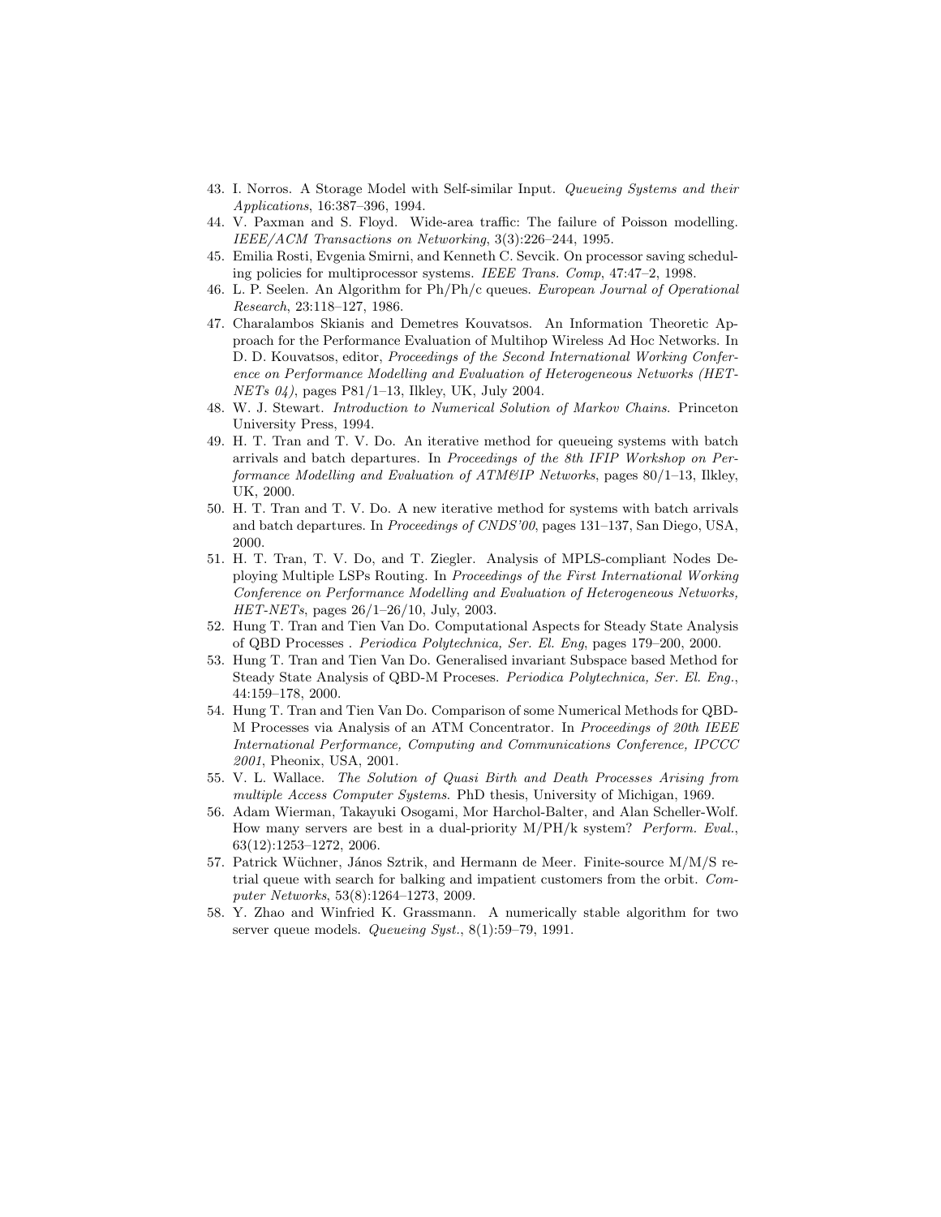43. I. Norros. A Storage Model with Self-similar Input. *Queueing Systems and their Applications*, 16:387–396, 1994.
44. V. Paxman and S. Floyd. Wide-area traffic: The failure of Poisson modelling. *IEEE/ACM Transactions on Networking*, 3(3):226–244, 1995.
45. Emilia Rosti, Evgenia Smirni, and Kenneth C. Sevcik. On processor saving scheduling policies for multiprocessor systems. *IEEE Trans. Comp*, 47:47–2, 1998.
46. L. P. Seelen. An Algorithm for Ph/Ph/c queues. *European Journal of Operational Research*, 23:118–127, 1986.
47. Charalambos Skianis and Demetres Kouvatsos. An Information Theoretic Approach for the Performance Evaluation of Multihop Wireless Ad Hoc Networks. In D. D. Kouvatsos, editor, *Proceedings of the Second International Working Conference on Performance Modelling and Evaluation of Heterogeneous Networks (HET-NETs 04)*, pages P81/1–13, Ilkley, UK, July 2004.
48. W. J. Stewart. *Introduction to Numerical Solution of Markov Chains*. Princeton University Press, 1994.
49. H. T. Tran and T. V. Do. An iterative method for queueing systems with batch arrivals and batch departures. In *Proceedings of the 8th IFIP Workshop on Performance Modelling and Evaluation of ATM&IP Networks*, pages 80/1–13, Ilkley, UK, 2000.
50. H. T. Tran and T. V. Do. A new iterative method for systems with batch arrivals and batch departures. In *Proceedings of CNDS'00*, pages 131–137, San Diego, USA, 2000.
51. H. T. Tran, T. V. Do, and T. Ziegler. Analysis of MPLS-compliant Nodes Deploying Multiple LSPs Routing. In *Proceedings of the First International Working Conference on Performance Modelling and Evaluation of Heterogeneous Networks, HET-NETs*, pages 26/1–26/10, July, 2003.
52. Hung T. Tran and Tien Van Do. Computational Aspects for Steady State Analysis of QBD Processes . *Periodica Polytechnica, Ser. El. Eng*, pages 179–200, 2000.
53. Hung T. Tran and Tien Van Do. Generalised invariant Subspace based Method for Steady State Analysis of QBD-M Proceses. *Periodica Polytechnica, Ser. El. Eng.*, 44:159–178, 2000.
54. Hung T. Tran and Tien Van Do. Comparison of some Numerical Methods for QBD-M Processes via Analysis of an ATM Concentrator. In *Proceedings of 20th IEEE International Performance, Computing and Communications Conference, IPCCC 2001*, Pheonix, USA, 2001.
55. V. L. Wallace. *The Solution of Quasi Birth and Death Processes Arising from multiple Access Computer Systems*. PhD thesis, University of Michigan, 1969.
56. Adam Wierman, Takayuki Osogami, Mor Harchol-Balter, and Alan Scheller-Wolf. How many servers are best in a dual-priority M/PH/k system? *Perform. Eval.*, 63(12):1253–1272, 2006.
57. Patrick Wüchner, János Sztrik, and Hermann de Meer. Finite-source M/M/S retrial queue with search for balking and impatient customers from the orbit. *Computer Networks*, 53(8):1264–1273, 2009.
58. Y. Zhao and Winfried K. Grassmann. A numerically stable algorithm for two server queue models. *Queueing Syst.*, 8(1):59–79, 1991.